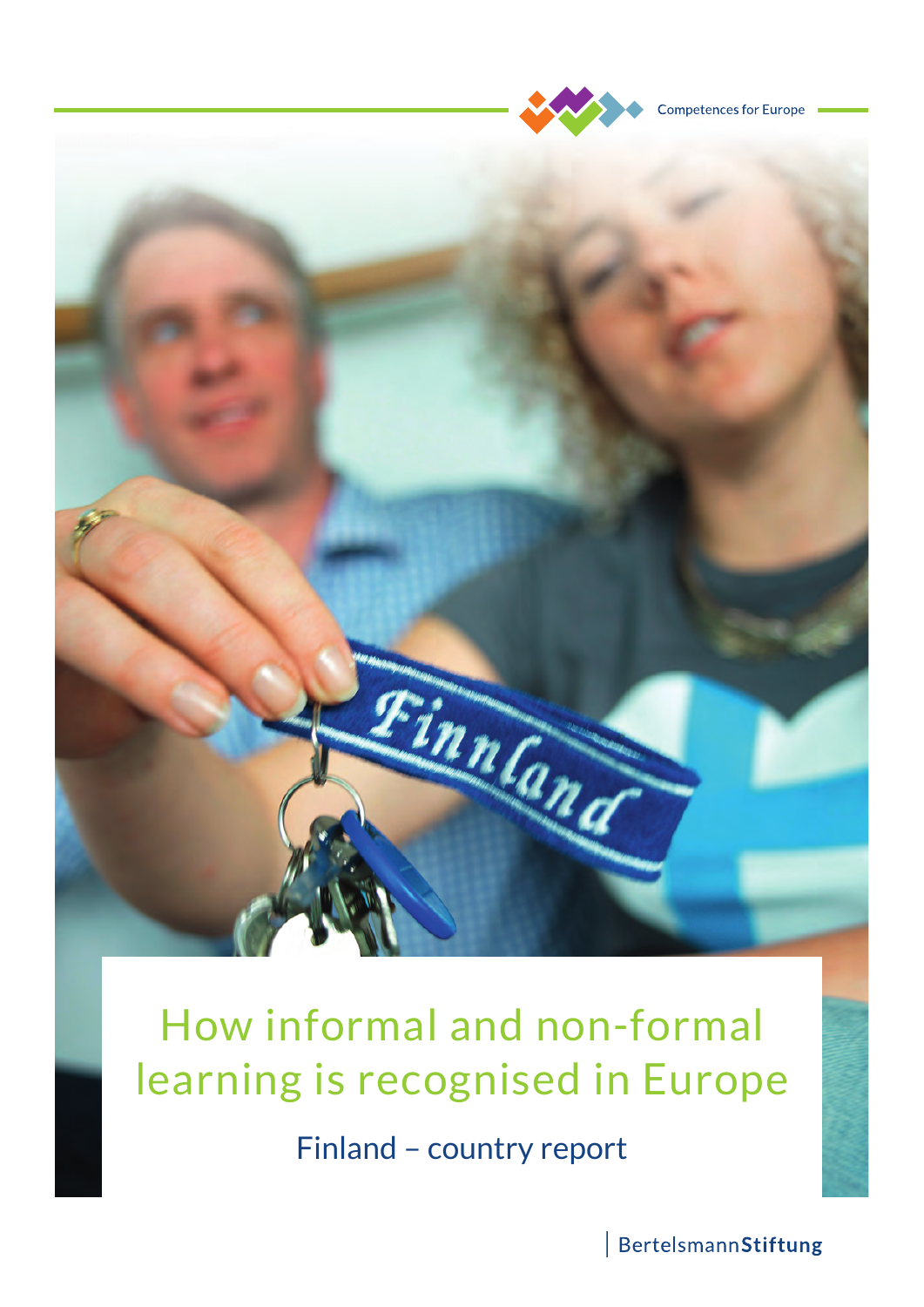Competences for Europe

# How informal and non-formal learning is recognised in Europe

## Finland – country report

BertelsmannStiftung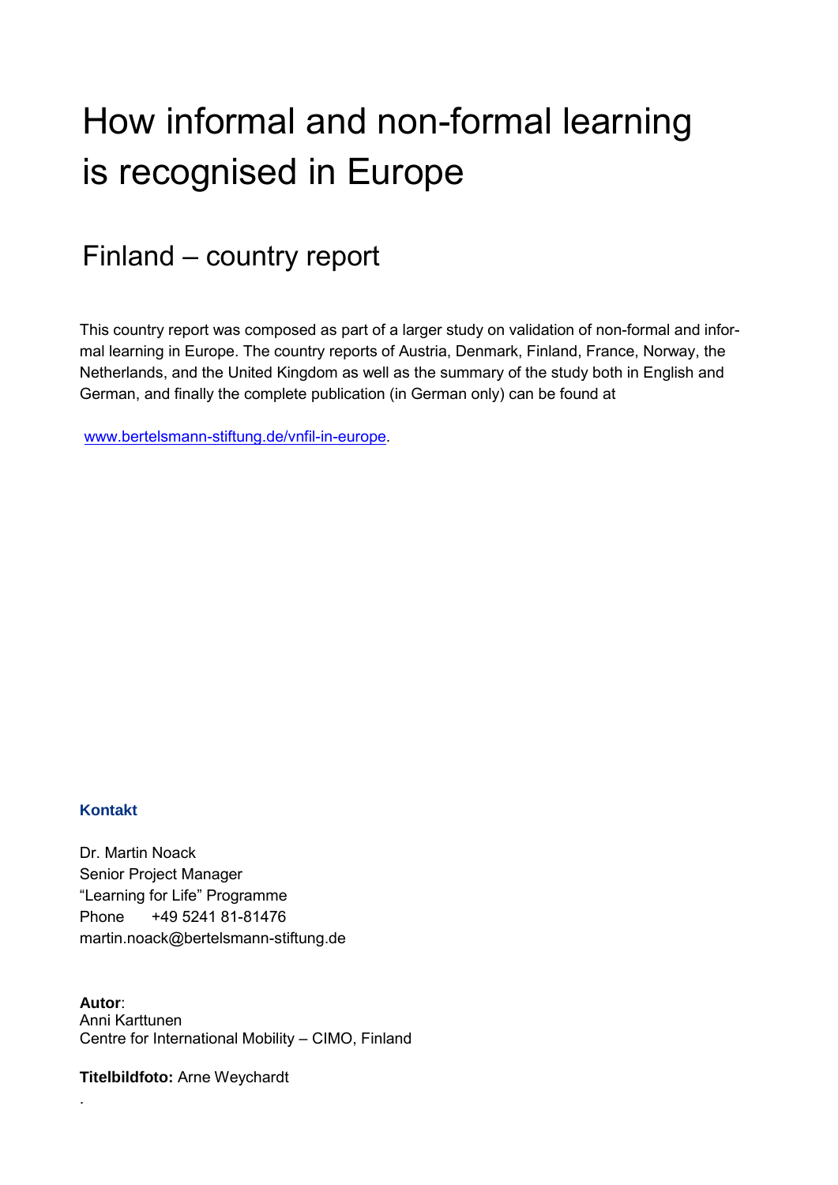# How informal and non-formal learning is recognised in Europe

## Finland – country report

This country report was composed as part of a larger study on validation of non-formal and informal learning in Europe. The country reports of Austria, Denmark, Finland, France, Norway, the Netherlands, and the United Kingdom as well as the summary of the study both in English and German, and finally the complete publication (in German only) can be found at

www.bertelsmann-stiftung.de/vnfil-in-europe.

**Kontakt**

Dr. Martin Noack
Senior Project Manager
"Learning for Life" Programme
Phone +49 5241 81-81476
martin.noack@bertelsmann-stiftung.de

**Autor**:
Anni Karttunen
Centre for International Mobility – CIMO, Finland

**Titelbildfoto:** Arne Weychardt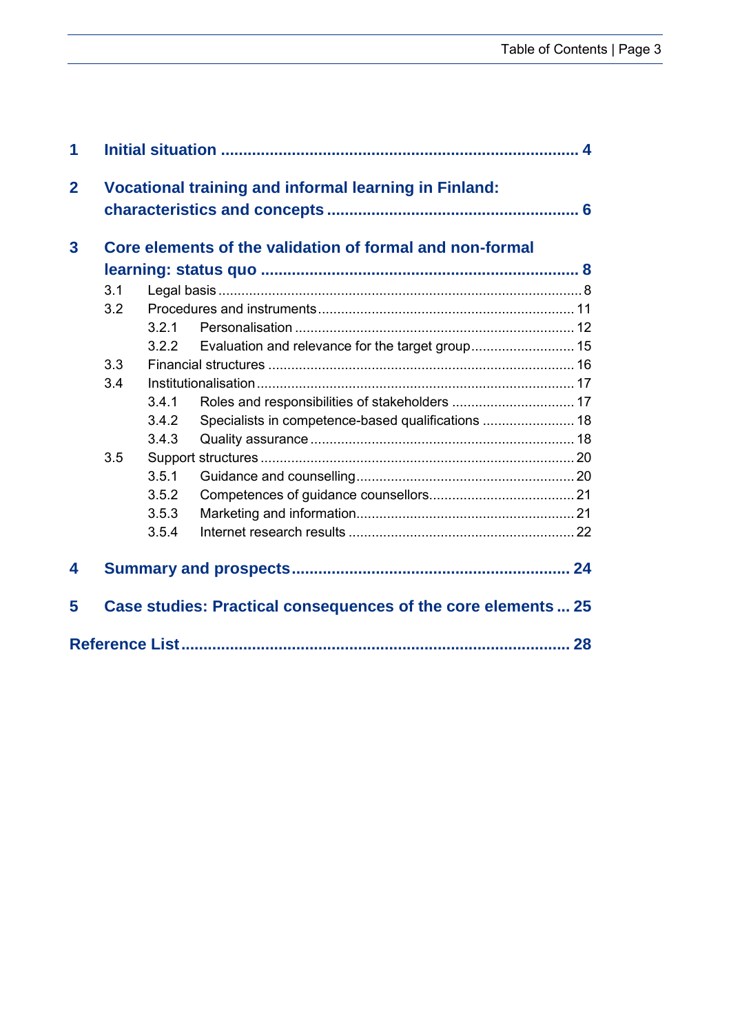| | | |
|---|---|---|
| **1** | **Initial situation** | **4** |
| **2** | **Vocational training and informal learning in Finland: characteristics and concepts** | **6** |
| **3** | **Core elements of the validation of formal and non-formal learning: status quo** | **8** |
| 3.1 | Legal basis | 8 |
| 3.2 | Procedures and instruments | 11 |
| 3.2.1 | Personalisation | 12 |
| 3.2.2 | Evaluation and relevance for the target group | 15 |
| 3.3 | Financial structures | 16 |
| 3.4 | Institutionalisation | 17 |
| 3.4.1 | Roles and responsibilities of stakeholders | 17 |
| 3.4.2 | Specialists in competence-based qualifications | 18 |
| 3.4.3 | Quality assurance | 18 |
| 3.5 | Support structures | 20 |
| 3.5.1 | Guidance and counselling | 20 |
| 3.5.2 | Competences of guidance counsellors | 21 |
| 3.5.3 | Marketing and information | 21 |
| 3.5.4 | Internet research results | 22 |
| **4** | **Summary and prospects** | **24** |
| **5** | **Case studies: Practical consequences of the core elements** | **25** |
| | **Reference List** | **28** |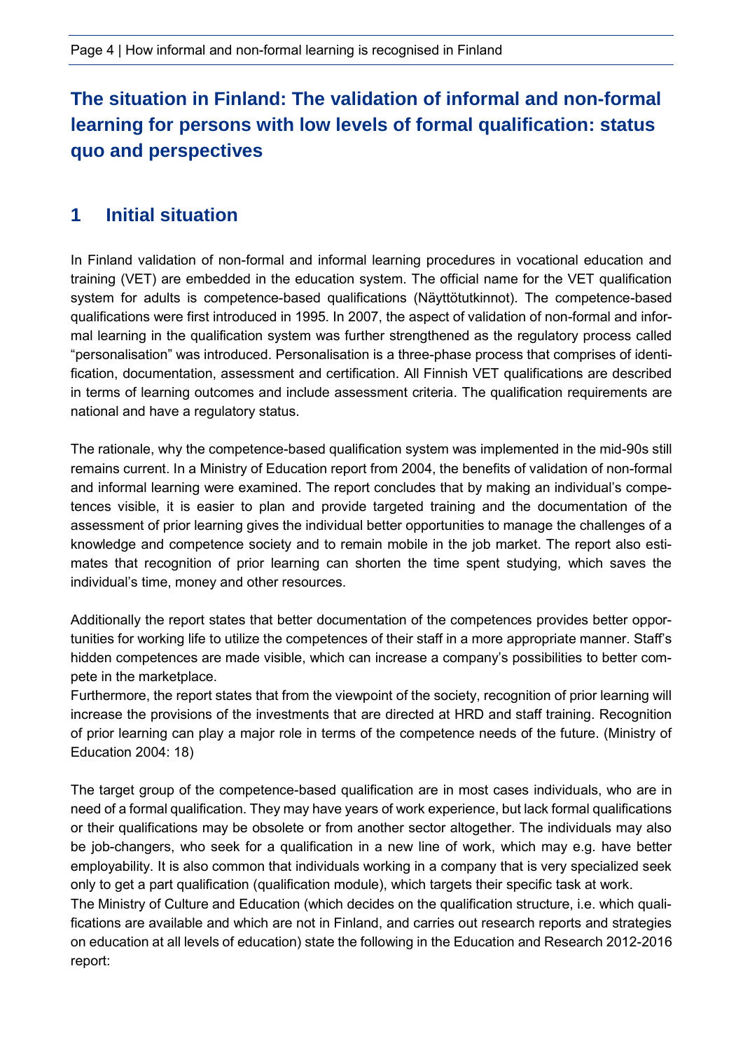## The situation in Finland: The validation of informal and non-formal learning for persons with low levels of formal qualification: status quo and perspectives

## 1 Initial situation

In Finland validation of non-formal and informal learning procedures in vocational education and training (VET) are embedded in the education system. The official name for the VET qualification system for adults is competence-based qualifications (Näyttötutkinnot). The competence-based qualifications were first introduced in 1995. In 2007, the aspect of validation of non-formal and informal learning in the qualification system was further strengthened as the regulatory process called "personalisation" was introduced. Personalisation is a three-phase process that comprises of identification, documentation, assessment and certification. All Finnish VET qualifications are described in terms of learning outcomes and include assessment criteria. The qualification requirements are national and have a regulatory status.

The rationale, why the competence-based qualification system was implemented in the mid-90s still remains current. In a Ministry of Education report from 2004, the benefits of validation of non-formal and informal learning were examined. The report concludes that by making an individual's competences visible, it is easier to plan and provide targeted training and the documentation of the assessment of prior learning gives the individual better opportunities to manage the challenges of a knowledge and competence society and to remain mobile in the job market. The report also estimates that recognition of prior learning can shorten the time spent studying, which saves the individual's time, money and other resources.

Additionally the report states that better documentation of the competences provides better opportunities for working life to utilize the competences of their staff in a more appropriate manner. Staff's hidden competences are made visible, which can increase a company's possibilities to better compete in the marketplace.

Furthermore, the report states that from the viewpoint of the society, recognition of prior learning will increase the provisions of the investments that are directed at HRD and staff training. Recognition of prior learning can play a major role in terms of the competence needs of the future. (Ministry of Education 2004: 18)

The target group of the competence-based qualification are in most cases individuals, who are in need of a formal qualification. They may have years of work experience, but lack formal qualifications or their qualifications may be obsolete or from another sector altogether. The individuals may also be job-changers, who seek for a qualification in a new line of work, which may e.g. have better employability. It is also common that individuals working in a company that is very specialized seek only to get a part qualification (qualification module), which targets their specific task at work.

The Ministry of Culture and Education (which decides on the qualification structure, i.e. which qualifications are available and which are not in Finland, and carries out research reports and strategies on education at all levels of education) state the following in the Education and Research 2012-2016 report: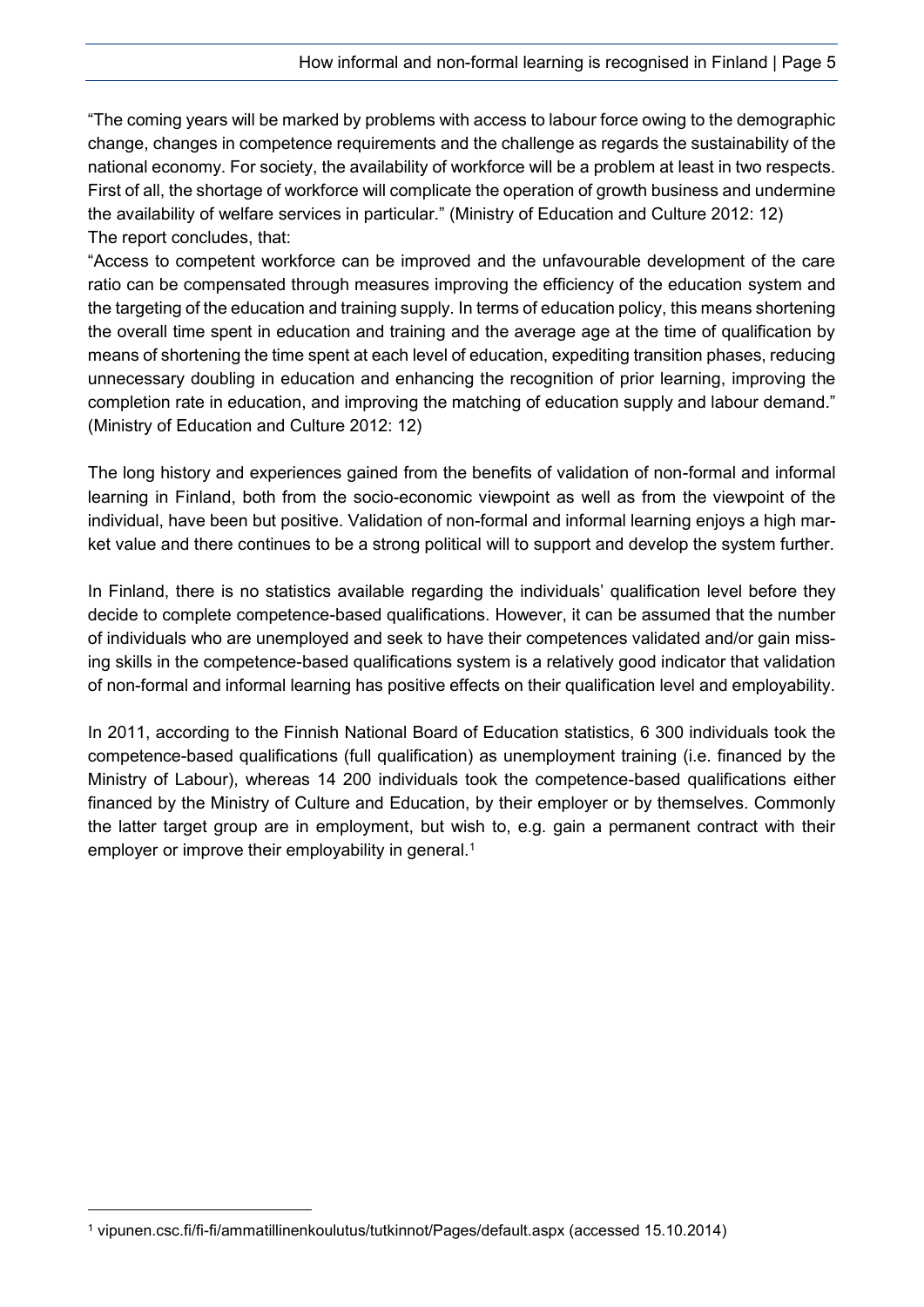"The coming years will be marked by problems with access to labour force owing to the demographic change, changes in competence requirements and the challenge as regards the sustainability of the national economy. For society, the availability of workforce will be a problem at least in two respects. First of all, the shortage of workforce will complicate the operation of growth business and undermine the availability of welfare services in particular." (Ministry of Education and Culture 2012: 12)
The report concludes, that:

"Access to competent workforce can be improved and the unfavourable development of the care ratio can be compensated through measures improving the efficiency of the education system and the targeting of the education and training supply. In terms of education policy, this means shortening the overall time spent in education and training and the average age at the time of qualification by means of shortening the time spent at each level of education, expediting transition phases, reducing unnecessary doubling in education and enhancing the recognition of prior learning, improving the completion rate in education, and improving the matching of education supply and labour demand." (Ministry of Education and Culture 2012: 12)

The long history and experiences gained from the benefits of validation of non-formal and informal learning in Finland, both from the socio-economic viewpoint as well as from the viewpoint of the individual, have been but positive. Validation of non-formal and informal learning enjoys a high market value and there continues to be a strong political will to support and develop the system further.

In Finland, there is no statistics available regarding the individuals' qualification level before they decide to complete competence-based qualifications. However, it can be assumed that the number of individuals who are unemployed and seek to have their competences validated and/or gain missing skills in the competence-based qualifications system is a relatively good indicator that validation of non-formal and informal learning has positive effects on their qualification level and employability.

In 2011, according to the Finnish National Board of Education statistics, 6 300 individuals took the competence-based qualifications (full qualification) as unemployment training (i.e. financed by the Ministry of Labour), whereas 14 200 individuals took the competence-based qualifications either financed by the Ministry of Culture and Education, by their employer or by themselves. Commonly the latter target group are in employment, but wish to, e.g. gain a permanent contract with their employer or improve their employability in general.[1]

[1] vipunen.csc.fi/fi-fi/ammatillinenkoulutus/tutkinnot/Pages/default.aspx (accessed 15.10.2014)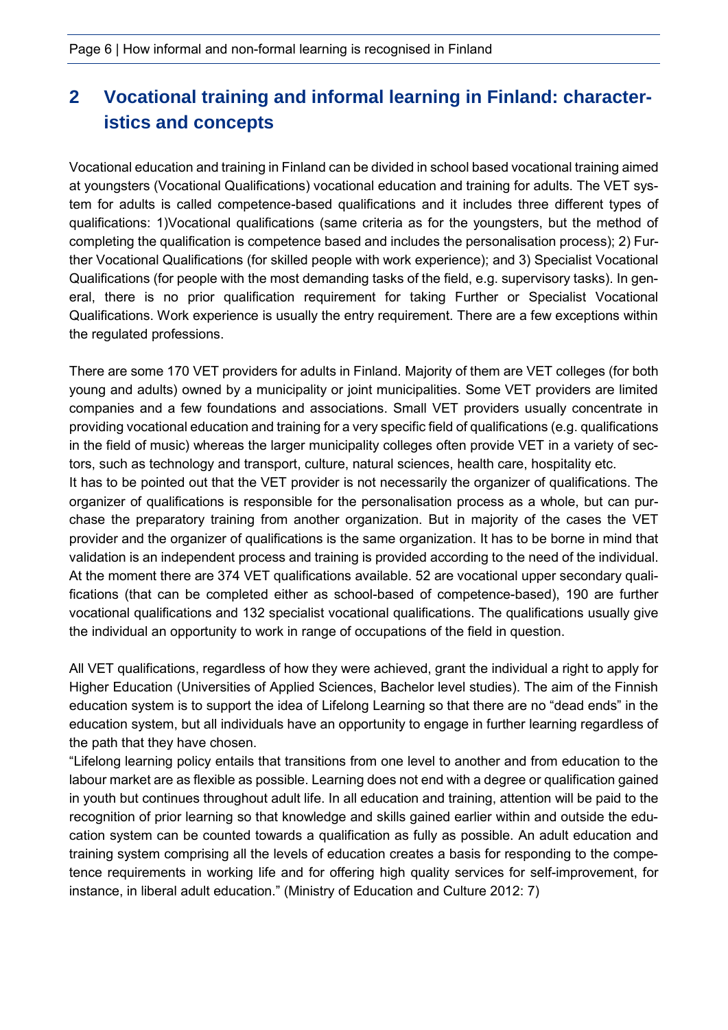## 2 Vocational training and informal learning in Finland: characteristics and concepts

Vocational education and training in Finland can be divided in school based vocational training aimed at youngsters (Vocational Qualifications) vocational education and training for adults. The VET system for adults is called competence-based qualifications and it includes three different types of qualifications: 1)Vocational qualifications (same criteria as for the youngsters, but the method of completing the qualification is competence based and includes the personalisation process); 2) Further Vocational Qualifications (for skilled people with work experience); and 3) Specialist Vocational Qualifications (for people with the most demanding tasks of the field, e.g. supervisory tasks). In general, there is no prior qualification requirement for taking Further or Specialist Vocational Qualifications. Work experience is usually the entry requirement. There are a few exceptions within the regulated professions.

There are some 170 VET providers for adults in Finland. Majority of them are VET colleges (for both young and adults) owned by a municipality or joint municipalities. Some VET providers are limited companies and a few foundations and associations. Small VET providers usually concentrate in providing vocational education and training for a very specific field of qualifications (e.g. qualifications in the field of music) whereas the larger municipality colleges often provide VET in a variety of sectors, such as technology and transport, culture, natural sciences, health care, hospitality etc.

It has to be pointed out that the VET provider is not necessarily the organizer of qualifications. The organizer of qualifications is responsible for the personalisation process as a whole, but can purchase the preparatory training from another organization. But in majority of the cases the VET provider and the organizer of qualifications is the same organization. It has to be borne in mind that validation is an independent process and training is provided according to the need of the individual. At the moment there are 374 VET qualifications available. 52 are vocational upper secondary qualifications (that can be completed either as school-based of competence-based), 190 are further vocational qualifications and 132 specialist vocational qualifications. The qualifications usually give the individual an opportunity to work in range of occupations of the field in question.

All VET qualifications, regardless of how they were achieved, grant the individual a right to apply for Higher Education (Universities of Applied Sciences, Bachelor level studies). The aim of the Finnish education system is to support the idea of Lifelong Learning so that there are no "dead ends" in the education system, but all individuals have an opportunity to engage in further learning regardless of the path that they have chosen.

"Lifelong learning policy entails that transitions from one level to another and from education to the labour market are as flexible as possible. Learning does not end with a degree or qualification gained in youth but continues throughout adult life. In all education and training, attention will be paid to the recognition of prior learning so that knowledge and skills gained earlier within and outside the education system can be counted towards a qualification as fully as possible. An adult education and training system comprising all the levels of education creates a basis for responding to the competence requirements in working life and for offering high quality services for self-improvement, for instance, in liberal adult education." (Ministry of Education and Culture 2012: 7)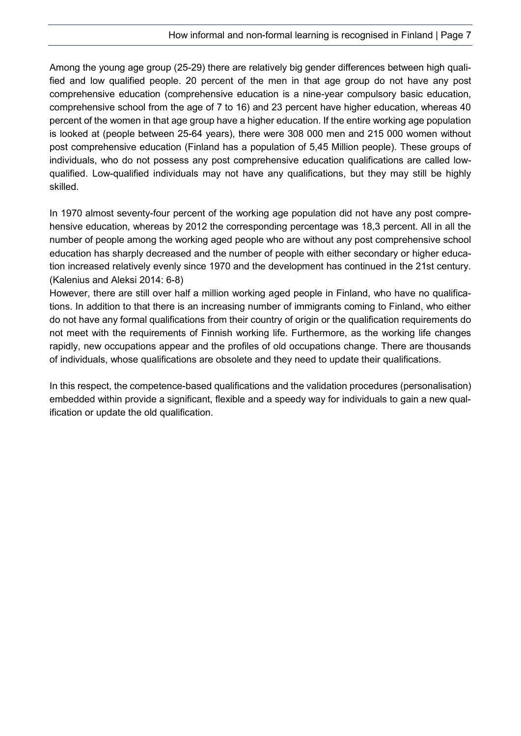Among the young age group (25-29) there are relatively big gender differences between high qualified and low qualified people. 20 percent of the men in that age group do not have any post comprehensive education (comprehensive education is a nine-year compulsory basic education, comprehensive school from the age of 7 to 16) and 23 percent have higher education, whereas 40 percent of the women in that age group have a higher education. If the entire working age population is looked at (people between 25-64 years), there were 308 000 men and 215 000 women without post comprehensive education (Finland has a population of 5,45 Million people). These groups of individuals, who do not possess any post comprehensive education qualifications are called low-qualified. Low-qualified individuals may not have any qualifications, but they may still be highly skilled.

In 1970 almost seventy-four percent of the working age population did not have any post comprehensive education, whereas by 2012 the corresponding percentage was 18,3 percent. All in all the number of people among the working aged people who are without any post comprehensive school education has sharply decreased and the number of people with either secondary or higher education increased relatively evenly since 1970 and the development has continued in the 21st century. (Kalenius and Aleksi 2014: 6-8)

However, there are still over half a million working aged people in Finland, who have no qualifications. In addition to that there is an increasing number of immigrants coming to Finland, who either do not have any formal qualifications from their country of origin or the qualification requirements do not meet with the requirements of Finnish working life. Furthermore, as the working life changes rapidly, new occupations appear and the profiles of old occupations change. There are thousands of individuals, whose qualifications are obsolete and they need to update their qualifications.

In this respect, the competence-based qualifications and the validation procedures (personalisation) embedded within provide a significant, flexible and a speedy way for individuals to gain a new qualification or update the old qualification.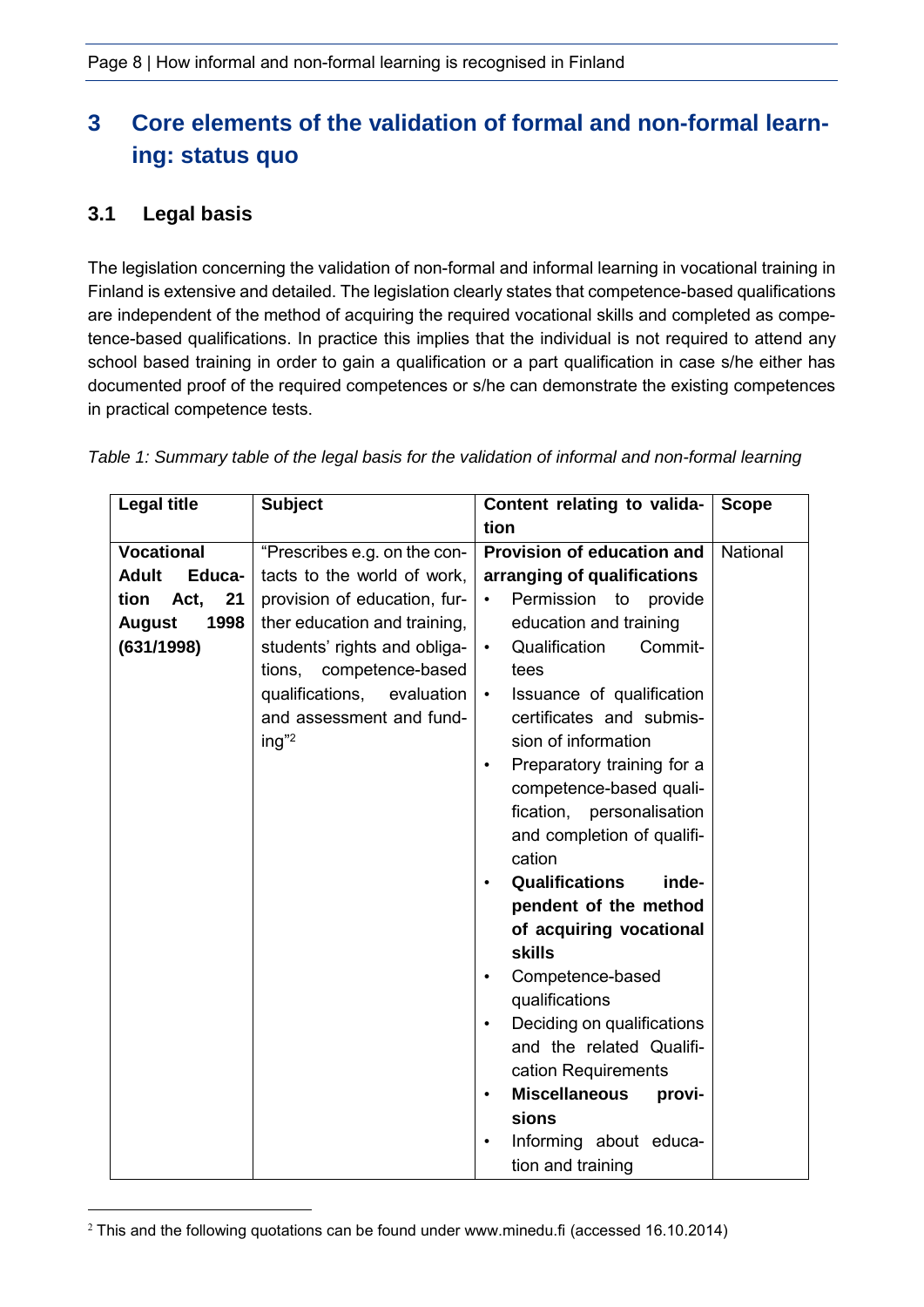# 3 Core elements of the validation of formal and non-formal learning: status quo

## 3.1 Legal basis

The legislation concerning the validation of non-formal and informal learning in vocational training in Finland is extensive and detailed. The legislation clearly states that competence-based qualifications are independent of the method of acquiring the required vocational skills and completed as competence-based qualifications. In practice this implies that the individual is not required to attend any school based training in order to gain a qualification or a part qualification in case s/he either has documented proof of the required competences or s/he can demonstrate the existing competences in practical competence tests.

*Table 1: Summary table of the legal basis for the validation of informal and non-formal learning*

| Legal title | Subject | Content relating to validation | Scope |
|---|---|---|---|
| **Vocational Adult Education Act, 21 August 1998 (631/1998)** | "Prescribes e.g. on the contacts to the world of work, provision of education, further education and training, students' rights and obligations, competence-based qualifications, evaluation and assessment and funding"[2] | **Provision of education and arranging of qualifications**<br>• Permission to provide education and training<br>• Qualification Committees<br>• Issuance of qualification certificates and submission of information<br>• Preparatory training for a competence-based qualification, personalisation and completion of qualification<br>• **Qualifications independent of the method of acquiring vocational skills**<br>• Competence-based qualifications<br>• Deciding on qualifications and the related Qualification Requirements<br>• **Miscellaneous provisions**<br>• Informing about education and training | National |

[2] This and the following quotations can be found under www.minedu.fi (accessed 16.10.2014)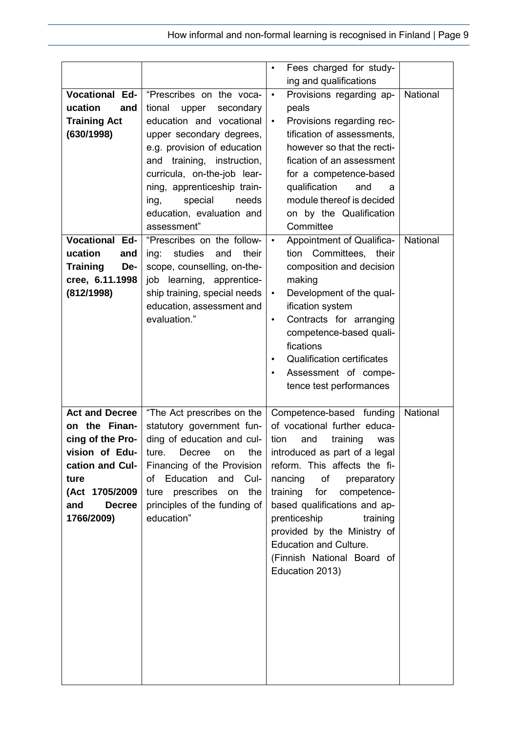| | | • Fees charged for studying and qualifications | |
|---|---|---|---|
| **Vocational Education and Training Act (630/1998)** | "Prescribes on the vocational upper secondary education and vocational upper secondary degrees, e.g. provision of education and training, instruction, curricula, on-the-job learning, apprenticeship training, special needs education, evaluation and assessment" | • Provisions regarding appeals<br>• Provisions regarding rectification of assessments, however so that the rectification of an assessment for a competence-based qualification and a module thereof is decided on by the Qualification Committee | National |
| **Vocational Education and Training Decree, 6.11.1998 (812/1998)** | "Prescribes on the following: studies and their scope, counselling, on-the-job learning, apprenticeship training, special needs education, assessment and evaluation." | • Appointment of Qualification Committees, their composition and decision making<br>• Development of the qualification system<br>• Contracts for arranging competence-based qualifications<br>• Qualification certificates<br>• Assessment of competence test performances | National |
| **Act and Decree on the Financing of the Provision of Education and Culture (Act 1705/2009 and Decree 1766/2009)** | "The Act prescribes on the statutory government funding of education and culture. Decree on the Financing of the Provision of Education and Culture prescribes on the principles of the funding of education" | Competence-based funding of vocational further education and training was introduced as part of a legal reform. This affects the financing of preparatory training for competence-based qualifications and apprenticeship training provided by the Ministry of Education and Culture.<br>(Finnish National Board of Education 2013) | National |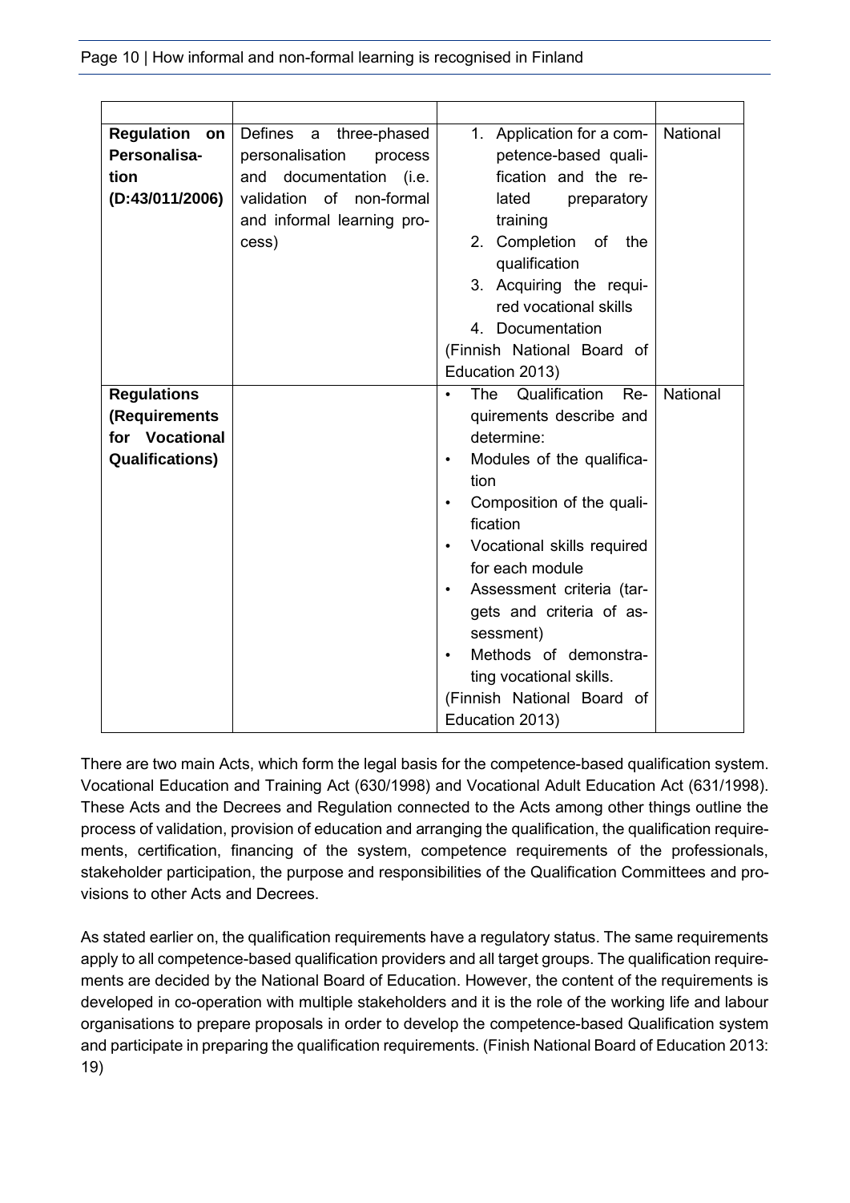| | | | |
|---|---|---|---|
| **Regulation on Personalisation (D:43/011/2006)** | Defines a three-phased personalisation process and documentation (i.e. validation of non-formal and informal learning process) | 1. Application for a competence-based qualification and the related preparatory training<br>2. Completion of the qualification<br>3. Acquiring the required vocational skills<br>4. Documentation<br>(Finnish National Board of Education 2013) | National |
| **Regulations (Requirements for Vocational Qualifications)** | | • The Qualification Requirements describe and determine:<br>• Modules of the qualification<br>• Composition of the qualification<br>• Vocational skills required for each module<br>• Assessment criteria (targets and criteria of assessment)<br>• Methods of demonstrating vocational skills.<br>(Finnish National Board of Education 2013) | National |

There are two main Acts, which form the legal basis for the competence-based qualification system. Vocational Education and Training Act (630/1998) and Vocational Adult Education Act (631/1998). These Acts and the Decrees and Regulation connected to the Acts among other things outline the process of validation, provision of education and arranging the qualification, the qualification requirements, certification, financing of the system, competence requirements of the professionals, stakeholder participation, the purpose and responsibilities of the Qualification Committees and provisions to other Acts and Decrees.

As stated earlier on, the qualification requirements have a regulatory status. The same requirements apply to all competence-based qualification providers and all target groups. The qualification requirements are decided by the National Board of Education. However, the content of the requirements is developed in co-operation with multiple stakeholders and it is the role of the working life and labour organisations to prepare proposals in order to develop the competence-based Qualification system and participate in preparing the qualification requirements. (Finish National Board of Education 2013: 19)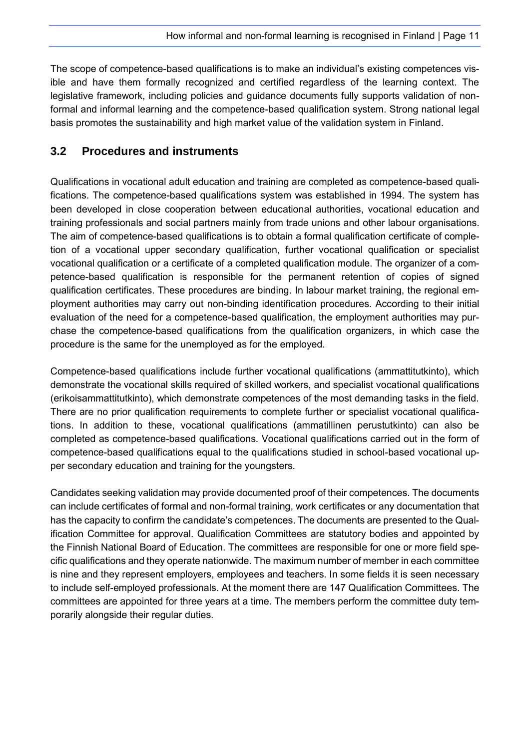The scope of competence-based qualifications is to make an individual's existing competences visible and have them formally recognized and certified regardless of the learning context. The legislative framework, including policies and guidance documents fully supports validation of non-formal and informal learning and the competence-based qualification system. Strong national legal basis promotes the sustainability and high market value of the validation system in Finland.

## 3.2 Procedures and instruments

Qualifications in vocational adult education and training are completed as competence-based qualifications. The competence-based qualifications system was established in 1994. The system has been developed in close cooperation between educational authorities, vocational education and training professionals and social partners mainly from trade unions and other labour organisations. The aim of competence-based qualifications is to obtain a formal qualification certificate of completion of a vocational upper secondary qualification, further vocational qualification or specialist vocational qualification or a certificate of a completed qualification module. The organizer of a competence-based qualification is responsible for the permanent retention of copies of signed qualification certificates. These procedures are binding. In labour market training, the regional employment authorities may carry out non-binding identification procedures. According to their initial evaluation of the need for a competence-based qualification, the employment authorities may purchase the competence-based qualifications from the qualification organizers, in which case the procedure is the same for the unemployed as for the employed.

Competence-based qualifications include further vocational qualifications (ammattitutkinto), which demonstrate the vocational skills required of skilled workers, and specialist vocational qualifications (erikoisammattitutkinto), which demonstrate competences of the most demanding tasks in the field. There are no prior qualification requirements to complete further or specialist vocational qualifications. In addition to these, vocational qualifications (ammatillinen perustutkinto) can also be completed as competence-based qualifications. Vocational qualifications carried out in the form of competence-based qualifications equal to the qualifications studied in school-based vocational upper secondary education and training for the youngsters.

Candidates seeking validation may provide documented proof of their competences. The documents can include certificates of formal and non-formal training, work certificates or any documentation that has the capacity to confirm the candidate's competences. The documents are presented to the Qualification Committee for approval. Qualification Committees are statutory bodies and appointed by the Finnish National Board of Education. The committees are responsible for one or more field specific qualifications and they operate nationwide. The maximum number of member in each committee is nine and they represent employers, employees and teachers. In some fields it is seen necessary to include self-employed professionals. At the moment there are 147 Qualification Committees. The committees are appointed for three years at a time. The members perform the committee duty temporarily alongside their regular duties.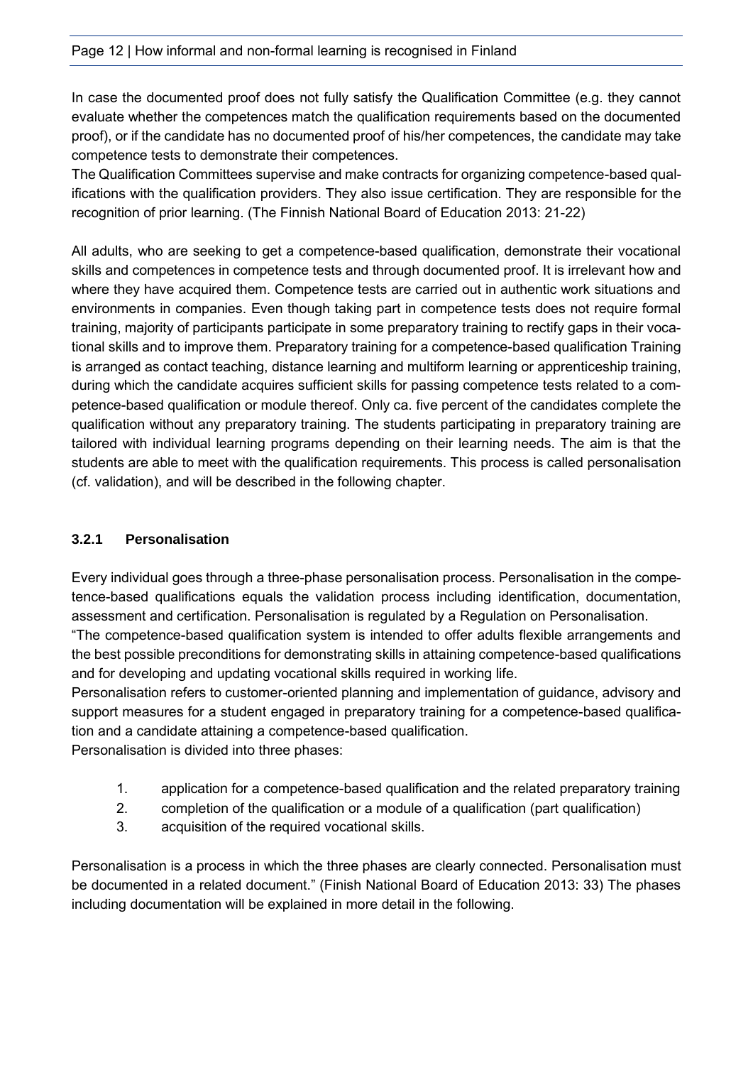In case the documented proof does not fully satisfy the Qualification Committee (e.g. they cannot evaluate whether the competences match the qualification requirements based on the documented proof), or if the candidate has no documented proof of his/her competences, the candidate may take competence tests to demonstrate their competences.

The Qualification Committees supervise and make contracts for organizing competence-based qualifications with the qualification providers. They also issue certification. They are responsible for the recognition of prior learning. (The Finnish National Board of Education 2013: 21-22)

All adults, who are seeking to get a competence-based qualification, demonstrate their vocational skills and competences in competence tests and through documented proof. It is irrelevant how and where they have acquired them. Competence tests are carried out in authentic work situations and environments in companies. Even though taking part in competence tests does not require formal training, majority of participants participate in some preparatory training to rectify gaps in their vocational skills and to improve them. Preparatory training for a competence-based qualification Training is arranged as contact teaching, distance learning and multiform learning or apprenticeship training, during which the candidate acquires sufficient skills for passing competence tests related to a competence-based qualification or module thereof. Only ca. five percent of the candidates complete the qualification without any preparatory training. The students participating in preparatory training are tailored with individual learning programs depending on their learning needs. The aim is that the students are able to meet with the qualification requirements. This process is called personalisation (cf. validation), and will be described in the following chapter.

### 3.2.1 Personalisation

Every individual goes through a three-phase personalisation process. Personalisation in the competence-based qualifications equals the validation process including identification, documentation, assessment and certification. Personalisation is regulated by a Regulation on Personalisation.

"The competence-based qualification system is intended to offer adults flexible arrangements and the best possible preconditions for demonstrating skills in attaining competence-based qualifications and for developing and updating vocational skills required in working life.

Personalisation refers to customer-oriented planning and implementation of guidance, advisory and support measures for a student engaged in preparatory training for a competence-based qualification and a candidate attaining a competence-based qualification.

Personalisation is divided into three phases:

1. application for a competence-based qualification and the related preparatory training
2. completion of the qualification or a module of a qualification (part qualification)
3. acquisition of the required vocational skills.

Personalisation is a process in which the three phases are clearly connected. Personalisation must be documented in a related document." (Finish National Board of Education 2013: 33) The phases including documentation will be explained in more detail in the following.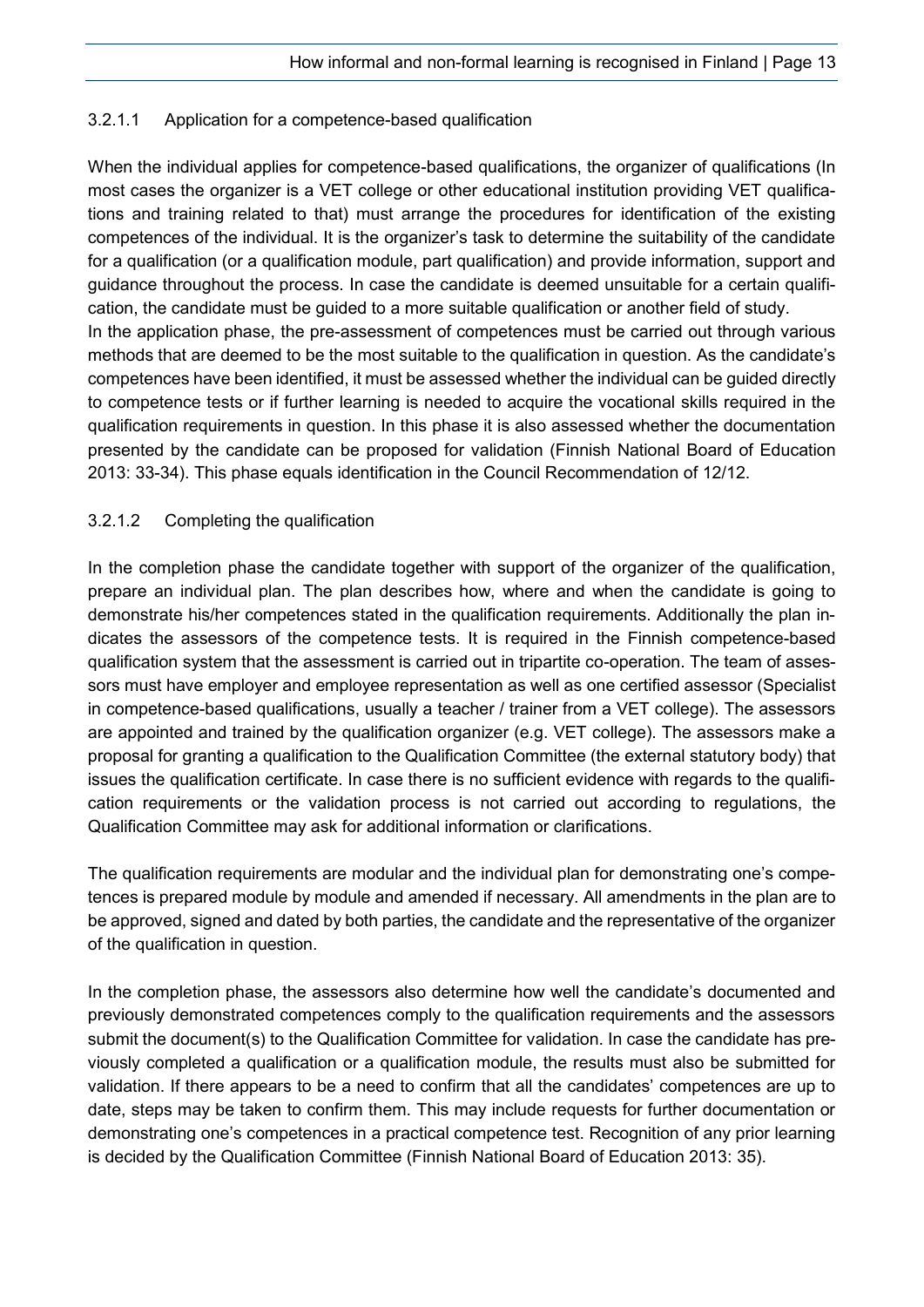#### 3.2.1.1 Application for a competence-based qualification

When the individual applies for competence-based qualifications, the organizer of qualifications (In most cases the organizer is a VET college or other educational institution providing VET qualifications and training related to that) must arrange the procedures for identification of the existing competences of the individual. It is the organizer's task to determine the suitability of the candidate for a qualification (or a qualification module, part qualification) and provide information, support and guidance throughout the process. In case the candidate is deemed unsuitable for a certain qualification, the candidate must be guided to a more suitable qualification or another field of study.
In the application phase, the pre-assessment of competences must be carried out through various methods that are deemed to be the most suitable to the qualification in question. As the candidate's competences have been identified, it must be assessed whether the individual can be guided directly to competence tests or if further learning is needed to acquire the vocational skills required in the qualification requirements in question. In this phase it is also assessed whether the documentation presented by the candidate can be proposed for validation (Finnish National Board of Education 2013: 33-34). This phase equals identification in the Council Recommendation of 12/12.

#### 3.2.1.2 Completing the qualification

In the completion phase the candidate together with support of the organizer of the qualification, prepare an individual plan. The plan describes how, where and when the candidate is going to demonstrate his/her competences stated in the qualification requirements. Additionally the plan indicates the assessors of the competence tests. It is required in the Finnish competence-based qualification system that the assessment is carried out in tripartite co-operation. The team of assessors must have employer and employee representation as well as one certified assessor (Specialist in competence-based qualifications, usually a teacher / trainer from a VET college). The assessors are appointed and trained by the qualification organizer (e.g. VET college). The assessors make a proposal for granting a qualification to the Qualification Committee (the external statutory body) that issues the qualification certificate. In case there is no sufficient evidence with regards to the qualification requirements or the validation process is not carried out according to regulations, the Qualification Committee may ask for additional information or clarifications.

The qualification requirements are modular and the individual plan for demonstrating one's competences is prepared module by module and amended if necessary. All amendments in the plan are to be approved, signed and dated by both parties, the candidate and the representative of the organizer of the qualification in question.

In the completion phase, the assessors also determine how well the candidate's documented and previously demonstrated competences comply to the qualification requirements and the assessors submit the document(s) to the Qualification Committee for validation. In case the candidate has previously completed a qualification or a qualification module, the results must also be submitted for validation. If there appears to be a need to confirm that all the candidates' competences are up to date, steps may be taken to confirm them. This may include requests for further documentation or demonstrating one's competences in a practical competence test. Recognition of any prior learning is decided by the Qualification Committee (Finnish National Board of Education 2013: 35).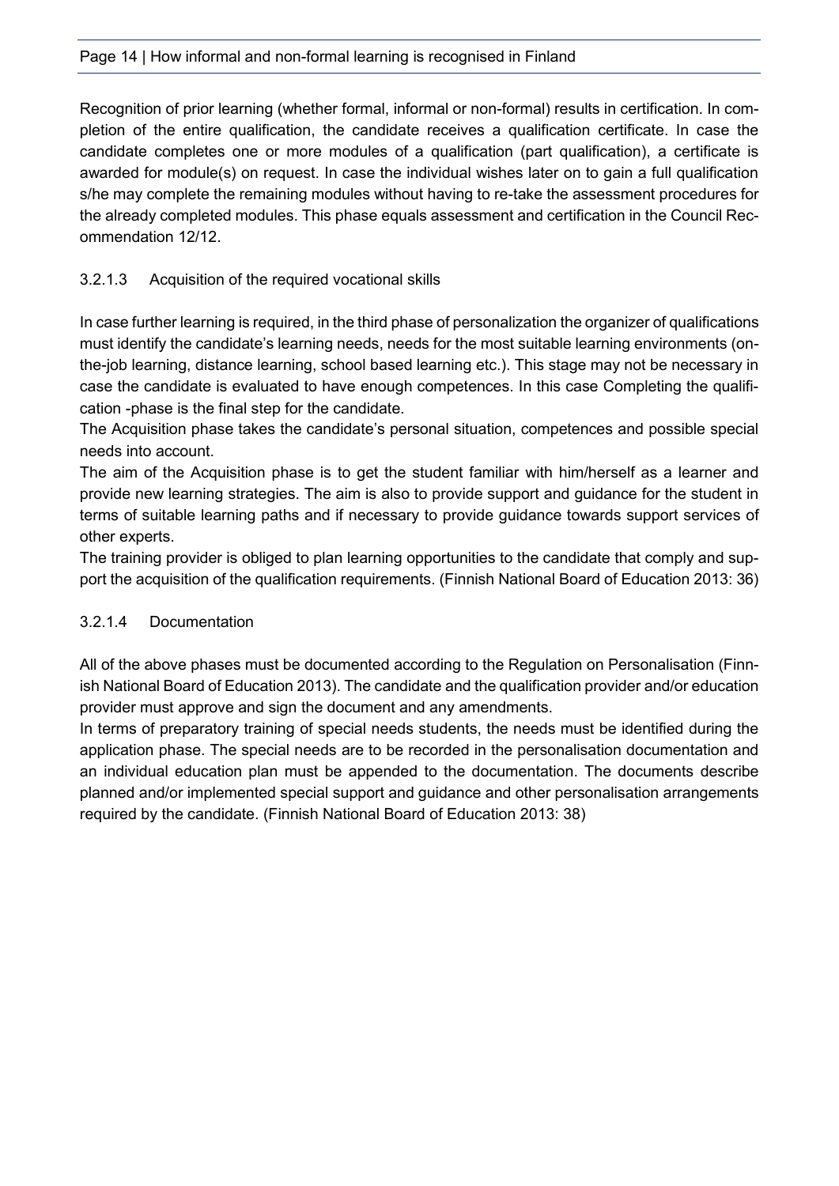Recognition of prior learning (whether formal, informal or non-formal) results in certification. In completion of the entire qualification, the candidate receives a qualification certificate. In case the candidate completes one or more modules of a qualification (part qualification), a certificate is awarded for module(s) on request. In case the individual wishes later on to gain a full qualification s/he may complete the remaining modules without having to re-take the assessment procedures for the already completed modules. This phase equals assessment and certification in the Council Recommendation 12/12.

#### 3.2.1.3 Acquisition of the required vocational skills

In case further learning is required, in the third phase of personalization the organizer of qualifications must identify the candidate's learning needs, needs for the most suitable learning environments (on-the-job learning, distance learning, school based learning etc.). This stage may not be necessary in case the candidate is evaluated to have enough competences. In this case Completing the qualification -phase is the final step for the candidate.

The Acquisition phase takes the candidate's personal situation, competences and possible special needs into account.

The aim of the Acquisition phase is to get the student familiar with him/herself as a learner and provide new learning strategies. The aim is also to provide support and guidance for the student in terms of suitable learning paths and if necessary to provide guidance towards support services of other experts.

The training provider is obliged to plan learning opportunities to the candidate that comply and support the acquisition of the qualification requirements. (Finnish National Board of Education 2013: 36)

#### 3.2.1.4 Documentation

All of the above phases must be documented according to the Regulation on Personalisation (Finnish National Board of Education 2013). The candidate and the qualification provider and/or education provider must approve and sign the document and any amendments.

In terms of preparatory training of special needs students, the needs must be identified during the application phase. The special needs are to be recorded in the personalisation documentation and an individual education plan must be appended to the documentation. The documents describe planned and/or implemented special support and guidance and other personalisation arrangements required by the candidate. (Finnish National Board of Education 2013: 38)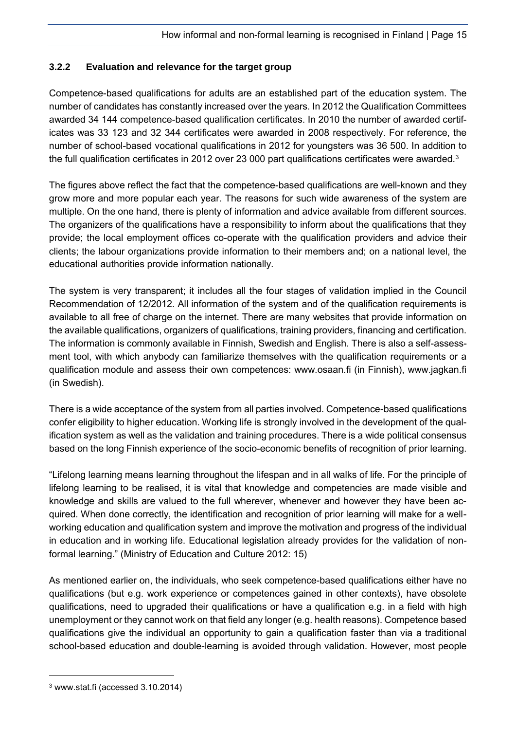### 3.2.2 Evaluation and relevance for the target group

Competence-based qualifications for adults are an established part of the education system. The number of candidates has constantly increased over the years. In 2012 the Qualification Committees awarded 34 144 competence-based qualification certificates. In 2010 the number of awarded certificates was 33 123 and 32 344 certificates were awarded in 2008 respectively. For reference, the number of school-based vocational qualifications in 2012 for youngsters was 36 500. In addition to the full qualification certificates in 2012 over 23 000 part qualifications certificates were awarded.[3]

The figures above reflect the fact that the competence-based qualifications are well-known and they grow more and more popular each year. The reasons for such wide awareness of the system are multiple. On the one hand, there is plenty of information and advice available from different sources. The organizers of the qualifications have a responsibility to inform about the qualifications that they provide; the local employment offices co-operate with the qualification providers and advice their clients; the labour organizations provide information to their members and; on a national level, the educational authorities provide information nationally.

The system is very transparent; it includes all the four stages of validation implied in the Council Recommendation of 12/2012. All information of the system and of the qualification requirements is available to all free of charge on the internet. There are many websites that provide information on the available qualifications, organizers of qualifications, training providers, financing and certification. The information is commonly available in Finnish, Swedish and English. There is also a self-assessment tool, with which anybody can familiarize themselves with the qualification requirements or a qualification module and assess their own competences: www.osaan.fi (in Finnish), www.jagkan.fi (in Swedish).

There is a wide acceptance of the system from all parties involved. Competence-based qualifications confer eligibility to higher education. Working life is strongly involved in the development of the qualification system as well as the validation and training procedures. There is a wide political consensus based on the long Finnish experience of the socio-economic benefits of recognition of prior learning.

"Lifelong learning means learning throughout the lifespan and in all walks of life. For the principle of lifelong learning to be realised, it is vital that knowledge and competencies are made visible and knowledge and skills are valued to the full wherever, whenever and however they have been acquired. When done correctly, the identification and recognition of prior learning will make for a well-working education and qualification system and improve the motivation and progress of the individual in education and in working life. Educational legislation already provides for the validation of non-formal learning." (Ministry of Education and Culture 2012: 15)

As mentioned earlier on, the individuals, who seek competence-based qualifications either have no qualifications (but e.g. work experience or competences gained in other contexts), have obsolete qualifications, need to upgraded their qualifications or have a qualification e.g. in a field with high unemployment or they cannot work on that field any longer (e.g. health reasons). Competence based qualifications give the individual an opportunity to gain a qualification faster than via a traditional school-based education and double-learning is avoided through validation. However, most people

[3] www.stat.fi (accessed 3.10.2014)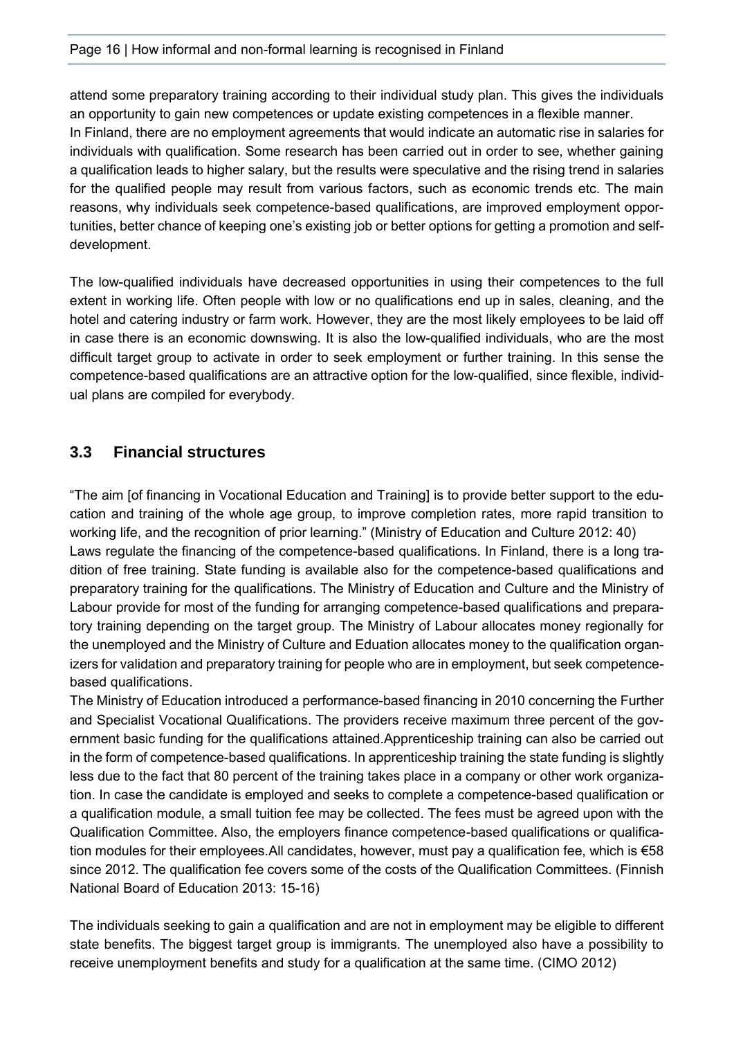attend some preparatory training according to their individual study plan. This gives the individuals an opportunity to gain new competences or update existing competences in a flexible manner.
In Finland, there are no employment agreements that would indicate an automatic rise in salaries for individuals with qualification. Some research has been carried out in order to see, whether gaining a qualification leads to higher salary, but the results were speculative and the rising trend in salaries for the qualified people may result from various factors, such as economic trends etc. The main reasons, why individuals seek competence-based qualifications, are improved employment opportunities, better chance of keeping one's existing job or better options for getting a promotion and self-development.

The low-qualified individuals have decreased opportunities in using their competences to the full extent in working life. Often people with low or no qualifications end up in sales, cleaning, and the hotel and catering industry or farm work. However, they are the most likely employees to be laid off in case there is an economic downswing. It is also the low-qualified individuals, who are the most difficult target group to activate in order to seek employment or further training. In this sense the competence-based qualifications are an attractive option for the low-qualified, since flexible, individual plans are compiled for everybody.

## 3.3 Financial structures

"The aim [of financing in Vocational Education and Training] is to provide better support to the education and training of the whole age group, to improve completion rates, more rapid transition to working life, and the recognition of prior learning." (Ministry of Education and Culture 2012: 40)
Laws regulate the financing of the competence-based qualifications. In Finland, there is a long tradition of free training. State funding is available also for the competence-based qualifications and preparatory training for the qualifications. The Ministry of Education and Culture and the Ministry of Labour provide for most of the funding for arranging competence-based qualifications and preparatory training depending on the target group. The Ministry of Labour allocates money regionally for the unemployed and the Ministry of Culture and Eduation allocates money to the qualification organizers for validation and preparatory training for people who are in employment, but seek competence-based qualifications.
The Ministry of Education introduced a performance-based financing in 2010 concerning the Further and Specialist Vocational Qualifications. The providers receive maximum three percent of the government basic funding for the qualifications attained.Apprenticeship training can also be carried out in the form of competence-based qualifications. In apprenticeship training the state funding is slightly less due to the fact that 80 percent of the training takes place in a company or other work organization. In case the candidate is employed and seeks to complete a competence-based qualification or a qualification module, a small tuition fee may be collected. The fees must be agreed upon with the Qualification Committee. Also, the employers finance competence-based qualifications or qualification modules for their employees.All candidates, however, must pay a qualification fee, which is €58 since 2012. The qualification fee covers some of the costs of the Qualification Committees. (Finnish National Board of Education 2013: 15-16)

The individuals seeking to gain a qualification and are not in employment may be eligible to different state benefits. The biggest target group is immigrants. The unemployed also have a possibility to receive unemployment benefits and study for a qualification at the same time. (CIMO 2012)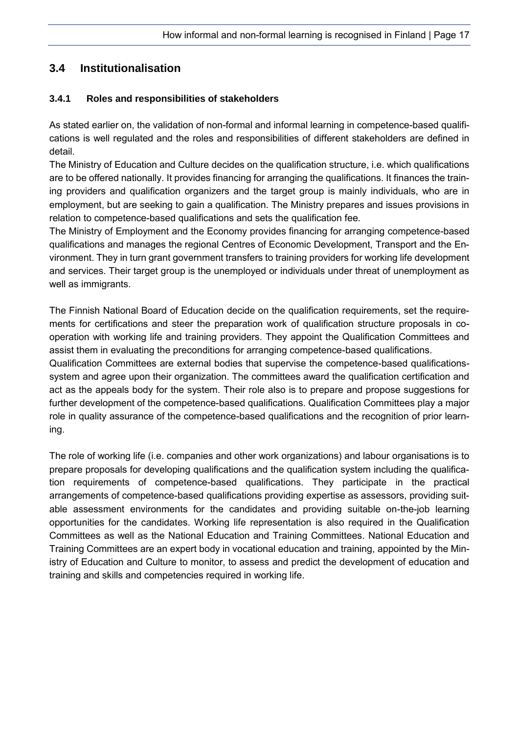## 3.4 Institutionalisation

### 3.4.1 Roles and responsibilities of stakeholders

As stated earlier on, the validation of non-formal and informal learning in competence-based qualifications is well regulated and the roles and responsibilities of different stakeholders are defined in detail.

The Ministry of Education and Culture decides on the qualification structure, i.e. which qualifications are to be offered nationally. It provides financing for arranging the qualifications. It finances the training providers and qualification organizers and the target group is mainly individuals, who are in employment, but are seeking to gain a qualification. The Ministry prepares and issues provisions in relation to competence-based qualifications and sets the qualification fee.

The Ministry of Employment and the Economy provides financing for arranging competence-based qualifications and manages the regional Centres of Economic Development, Transport and the Environment. They in turn grant government transfers to training providers for working life development and services. Their target group is the unemployed or individuals under threat of unemployment as well as immigrants.

The Finnish National Board of Education decide on the qualification requirements, set the requirements for certifications and steer the preparation work of qualification structure proposals in co-operation with working life and training providers. They appoint the Qualification Committees and assist them in evaluating the preconditions for arranging competence-based qualifications.

Qualification Committees are external bodies that supervise the competence-based qualifications-system and agree upon their organization. The committees award the qualification certification and act as the appeals body for the system. Their role also is to prepare and propose suggestions for further development of the competence-based qualifications. Qualification Committees play a major role in quality assurance of the competence-based qualifications and the recognition of prior learning.

The role of working life (i.e. companies and other work organizations) and labour organisations is to prepare proposals for developing qualifications and the qualification system including the qualification requirements of competence-based qualifications. They participate in the practical arrangements of competence-based qualifications providing expertise as assessors, providing suitable assessment environments for the candidates and providing suitable on-the-job learning opportunities for the candidates. Working life representation is also required in the Qualification Committees as well as the National Education and Training Committees. National Education and Training Committees are an expert body in vocational education and training, appointed by the Ministry of Education and Culture to monitor, to assess and predict the development of education and training and skills and competencies required in working life.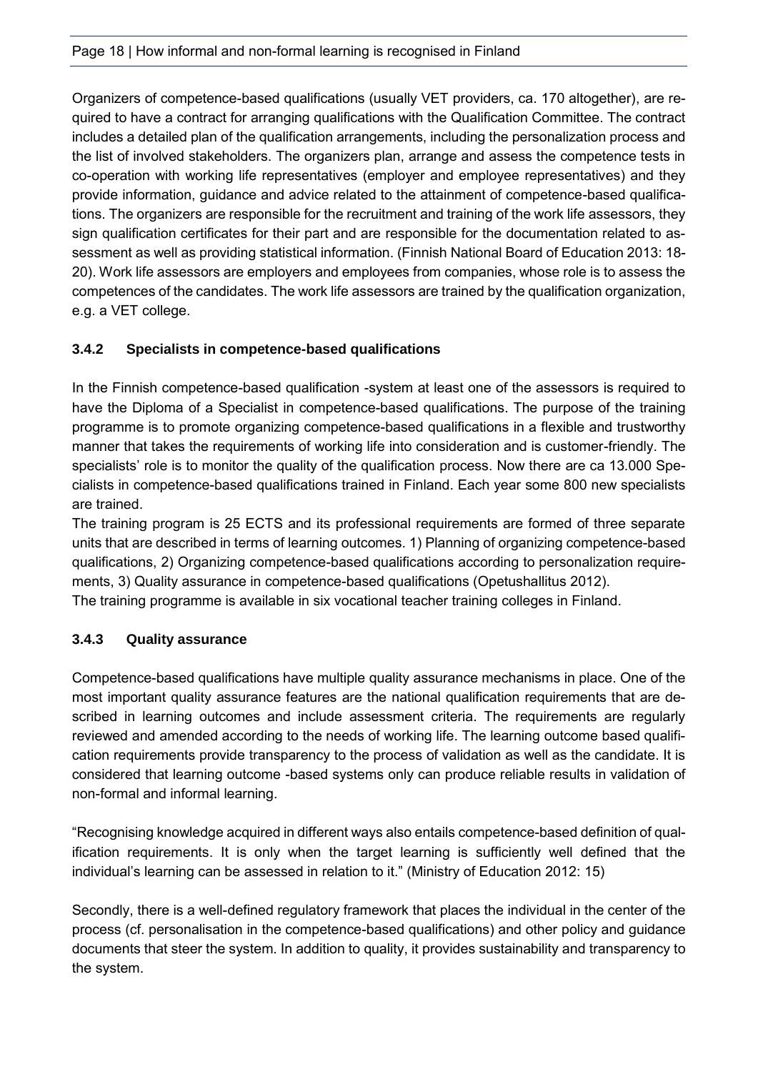Organizers of competence-based qualifications (usually VET providers, ca. 170 altogether), are required to have a contract for arranging qualifications with the Qualification Committee. The contract includes a detailed plan of the qualification arrangements, including the personalization process and the list of involved stakeholders. The organizers plan, arrange and assess the competence tests in co-operation with working life representatives (employer and employee representatives) and they provide information, guidance and advice related to the attainment of competence-based qualifications. The organizers are responsible for the recruitment and training of the work life assessors, they sign qualification certificates for their part and are responsible for the documentation related to assessment as well as providing statistical information. (Finnish National Board of Education 2013: 18-20). Work life assessors are employers and employees from companies, whose role is to assess the competences of the candidates. The work life assessors are trained by the qualification organization, e.g. a VET college.

### 3.4.2 Specialists in competence-based qualifications

In the Finnish competence-based qualification -system at least one of the assessors is required to have the Diploma of a Specialist in competence-based qualifications. The purpose of the training programme is to promote organizing competence-based qualifications in a flexible and trustworthy manner that takes the requirements of working life into consideration and is customer-friendly. The specialists' role is to monitor the quality of the qualification process. Now there are ca 13.000 Specialists in competence-based qualifications trained in Finland. Each year some 800 new specialists are trained.

The training program is 25 ECTS and its professional requirements are formed of three separate units that are described in terms of learning outcomes. 1) Planning of organizing competence-based qualifications, 2) Organizing competence-based qualifications according to personalization requirements, 3) Quality assurance in competence-based qualifications (Opetushallitus 2012).

The training programme is available in six vocational teacher training colleges in Finland.

### 3.4.3 Quality assurance

Competence-based qualifications have multiple quality assurance mechanisms in place. One of the most important quality assurance features are the national qualification requirements that are described in learning outcomes and include assessment criteria. The requirements are regularly reviewed and amended according to the needs of working life. The learning outcome based qualification requirements provide transparency to the process of validation as well as the candidate. It is considered that learning outcome -based systems only can produce reliable results in validation of non-formal and informal learning.

"Recognising knowledge acquired in different ways also entails competence-based definition of qualification requirements. It is only when the target learning is sufficiently well defined that the individual's learning can be assessed in relation to it." (Ministry of Education 2012: 15)

Secondly, there is a well-defined regulatory framework that places the individual in the center of the process (cf. personalisation in the competence-based qualifications) and other policy and guidance documents that steer the system. In addition to quality, it provides sustainability and transparency to the system.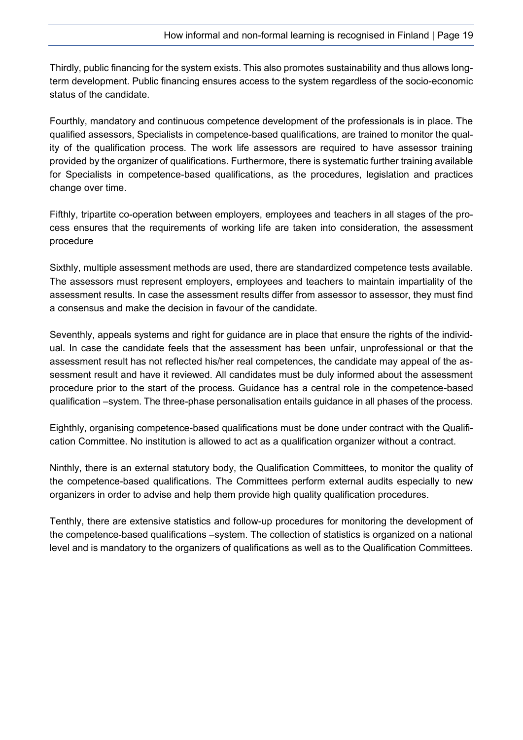Thirdly, public financing for the system exists. This also promotes sustainability and thus allows long-term development. Public financing ensures access to the system regardless of the socio-economic status of the candidate.

Fourthly, mandatory and continuous competence development of the professionals is in place. The qualified assessors, Specialists in competence-based qualifications, are trained to monitor the quality of the qualification process. The work life assessors are required to have assessor training provided by the organizer of qualifications. Furthermore, there is systematic further training available for Specialists in competence-based qualifications, as the procedures, legislation and practices change over time.

Fifthly, tripartite co-operation between employers, employees and teachers in all stages of the process ensures that the requirements of working life are taken into consideration, the assessment procedure

Sixthly, multiple assessment methods are used, there are standardized competence tests available. The assessors must represent employers, employees and teachers to maintain impartiality of the assessment results. In case the assessment results differ from assessor to assessor, they must find a consensus and make the decision in favour of the candidate.

Seventhly, appeals systems and right for guidance are in place that ensure the rights of the individual. In case the candidate feels that the assessment has been unfair, unprofessional or that the assessment result has not reflected his/her real competences, the candidate may appeal of the assessment result and have it reviewed. All candidates must be duly informed about the assessment procedure prior to the start of the process. Guidance has a central role in the competence-based qualification –system. The three-phase personalisation entails guidance in all phases of the process.

Eighthly, organising competence-based qualifications must be done under contract with the Qualification Committee. No institution is allowed to act as a qualification organizer without a contract.

Ninthly, there is an external statutory body, the Qualification Committees, to monitor the quality of the competence-based qualifications. The Committees perform external audits especially to new organizers in order to advise and help them provide high quality qualification procedures.

Tenthly, there are extensive statistics and follow-up procedures for monitoring the development of the competence-based qualifications –system. The collection of statistics is organized on a national level and is mandatory to the organizers of qualifications as well as to the Qualification Committees.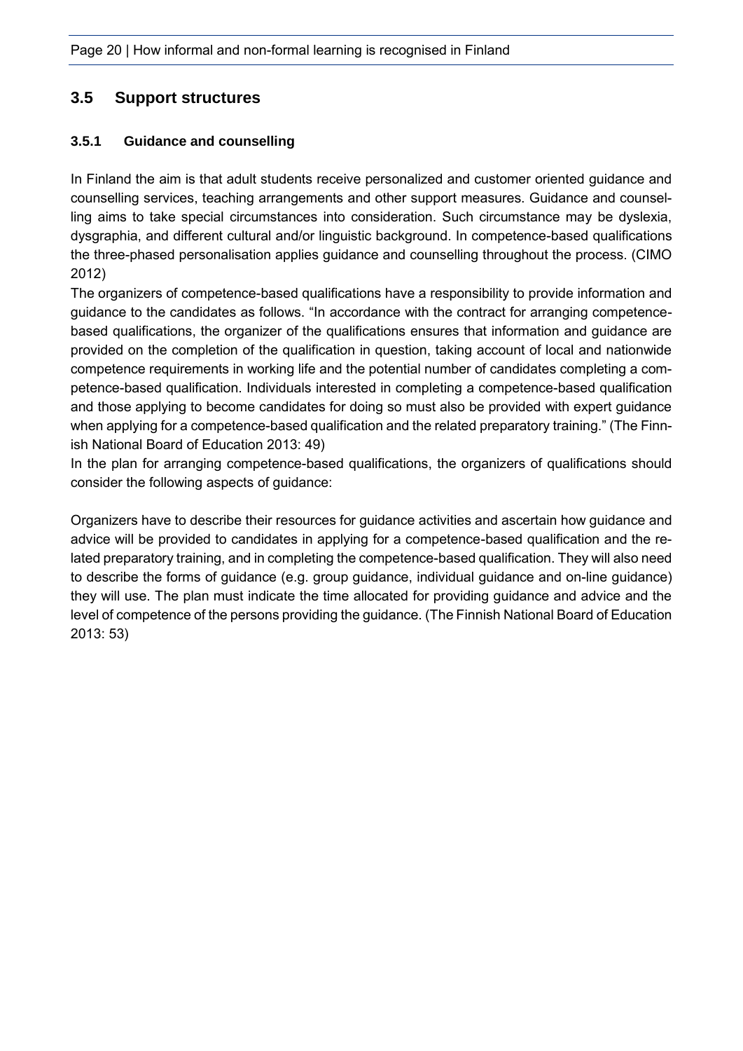## 3.5 Support structures

### 3.5.1 Guidance and counselling

In Finland the aim is that adult students receive personalized and customer oriented guidance and counselling services, teaching arrangements and other support measures. Guidance and counselling aims to take special circumstances into consideration. Such circumstance may be dyslexia, dysgraphia, and different cultural and/or linguistic background. In competence-based qualifications the three-phased personalisation applies guidance and counselling throughout the process. (CIMO 2012)

The organizers of competence-based qualifications have a responsibility to provide information and guidance to the candidates as follows. "In accordance with the contract for arranging competence-based qualifications, the organizer of the qualifications ensures that information and guidance are provided on the completion of the qualification in question, taking account of local and nationwide competence requirements in working life and the potential number of candidates completing a competence-based qualification. Individuals interested in completing a competence-based qualification and those applying to become candidates for doing so must also be provided with expert guidance when applying for a competence-based qualification and the related preparatory training." (The Finnish National Board of Education 2013: 49)

In the plan for arranging competence-based qualifications, the organizers of qualifications should consider the following aspects of guidance:

Organizers have to describe their resources for guidance activities and ascertain how guidance and advice will be provided to candidates in applying for a competence-based qualification and the related preparatory training, and in completing the competence-based qualification. They will also need to describe the forms of guidance (e.g. group guidance, individual guidance and on-line guidance) they will use. The plan must indicate the time allocated for providing guidance and advice and the level of competence of the persons providing the guidance. (The Finnish National Board of Education 2013: 53)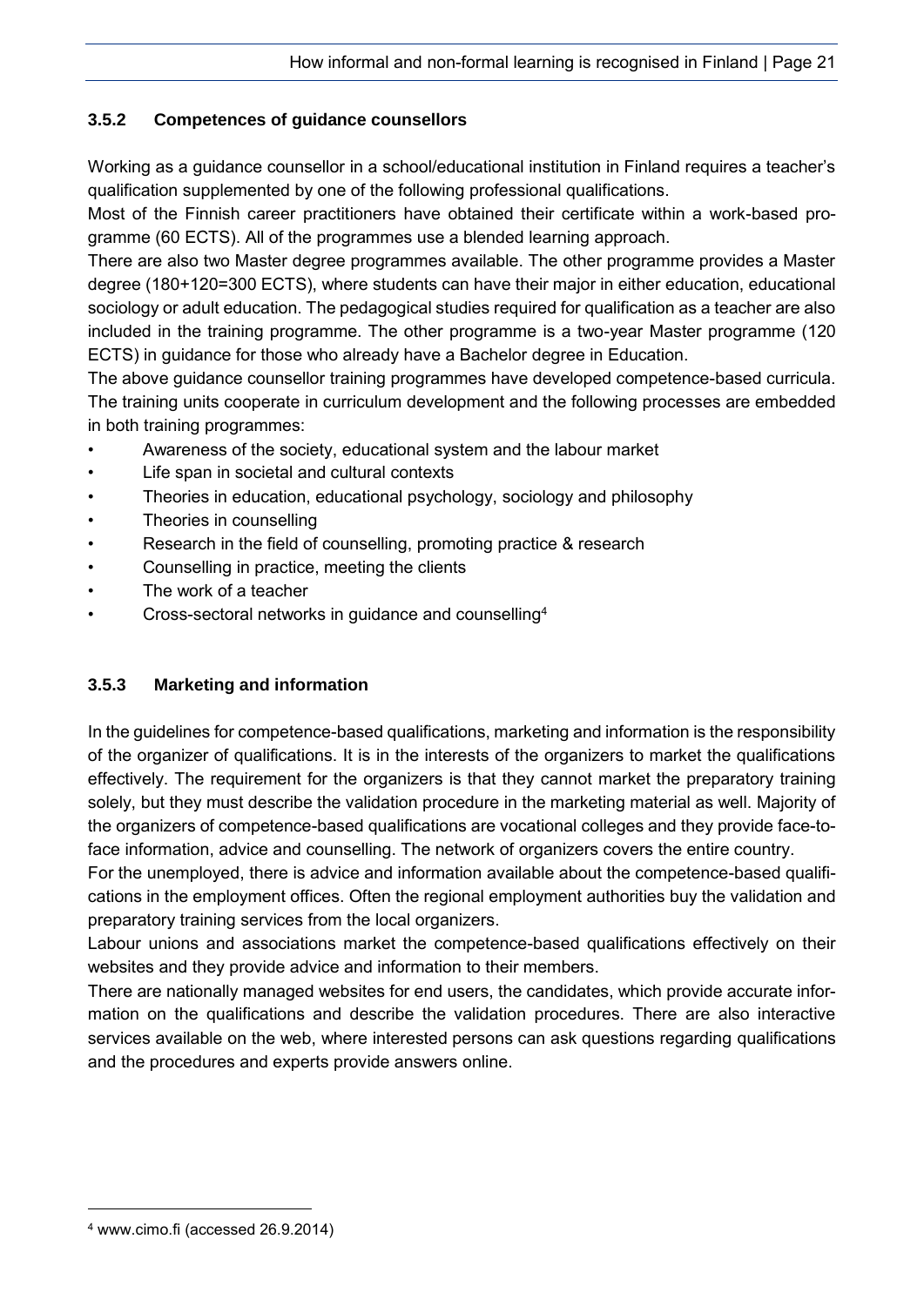### 3.5.2 Competences of guidance counsellors

Working as a guidance counsellor in a school/educational institution in Finland requires a teacher's qualification supplemented by one of the following professional qualifications.

Most of the Finnish career practitioners have obtained their certificate within a work-based programme (60 ECTS). All of the programmes use a blended learning approach.

There are also two Master degree programmes available. The other programme provides a Master degree (180+120=300 ECTS), where students can have their major in either education, educational sociology or adult education. The pedagogical studies required for qualification as a teacher are also included in the training programme. The other programme is a two-year Master programme (120 ECTS) in guidance for those who already have a Bachelor degree in Education.

The above guidance counsellor training programmes have developed competence-based curricula. The training units cooperate in curriculum development and the following processes are embedded in both training programmes:

- Awareness of the society, educational system and the labour market
- Life span in societal and cultural contexts
- Theories in education, educational psychology, sociology and philosophy
- Theories in counselling
- Research in the field of counselling, promoting practice & research
- Counselling in practice, meeting the clients
- The work of a teacher
- Cross-sectoral networks in guidance and counselling[4]

### 3.5.3 Marketing and information

In the guidelines for competence-based qualifications, marketing and information is the responsibility of the organizer of qualifications. It is in the interests of the organizers to market the qualifications effectively. The requirement for the organizers is that they cannot market the preparatory training solely, but they must describe the validation procedure in the marketing material as well. Majority of the organizers of competence-based qualifications are vocational colleges and they provide face-to-face information, advice and counselling. The network of organizers covers the entire country.

For the unemployed, there is advice and information available about the competence-based qualifications in the employment offices. Often the regional employment authorities buy the validation and preparatory training services from the local organizers.

Labour unions and associations market the competence-based qualifications effectively on their websites and they provide advice and information to their members.

There are nationally managed websites for end users, the candidates, which provide accurate information on the qualifications and describe the validation procedures. There are also interactive services available on the web, where interested persons can ask questions regarding qualifications and the procedures and experts provide answers online.

---

[4] www.cimo.fi (accessed 26.9.2014)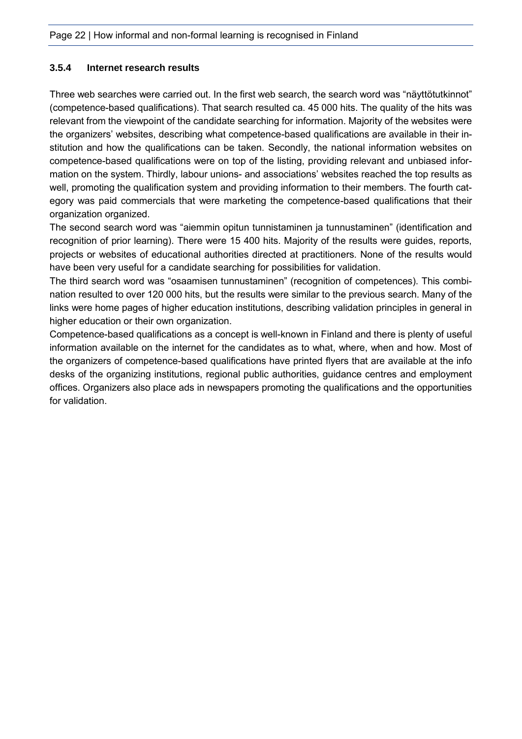### 3.5.4 Internet research results

Three web searches were carried out. In the first web search, the search word was "näyttötutkinnot" (competence-based qualifications). That search resulted ca. 45 000 hits. The quality of the hits was relevant from the viewpoint of the candidate searching for information. Majority of the websites were the organizers' websites, describing what competence-based qualifications are available in their institution and how the qualifications can be taken. Secondly, the national information websites on competence-based qualifications were on top of the listing, providing relevant and unbiased information on the system. Thirdly, labour unions- and associations' websites reached the top results as well, promoting the qualification system and providing information to their members. The fourth category was paid commercials that were marketing the competence-based qualifications that their organization organized.

The second search word was "aiemmin opitun tunnistaminen ja tunnustaminen" (identification and recognition of prior learning). There were 15 400 hits. Majority of the results were guides, reports, projects or websites of educational authorities directed at practitioners. None of the results would have been very useful for a candidate searching for possibilities for validation.

The third search word was "osaamisen tunnustaminen" (recognition of competences). This combination resulted to over 120 000 hits, but the results were similar to the previous search. Many of the links were home pages of higher education institutions, describing validation principles in general in higher education or their own organization.

Competence-based qualifications as a concept is well-known in Finland and there is plenty of useful information available on the internet for the candidates as to what, where, when and how. Most of the organizers of competence-based qualifications have printed flyers that are available at the info desks of the organizing institutions, regional public authorities, guidance centres and employment offices. Organizers also place ads in newspapers promoting the qualifications and the opportunities for validation.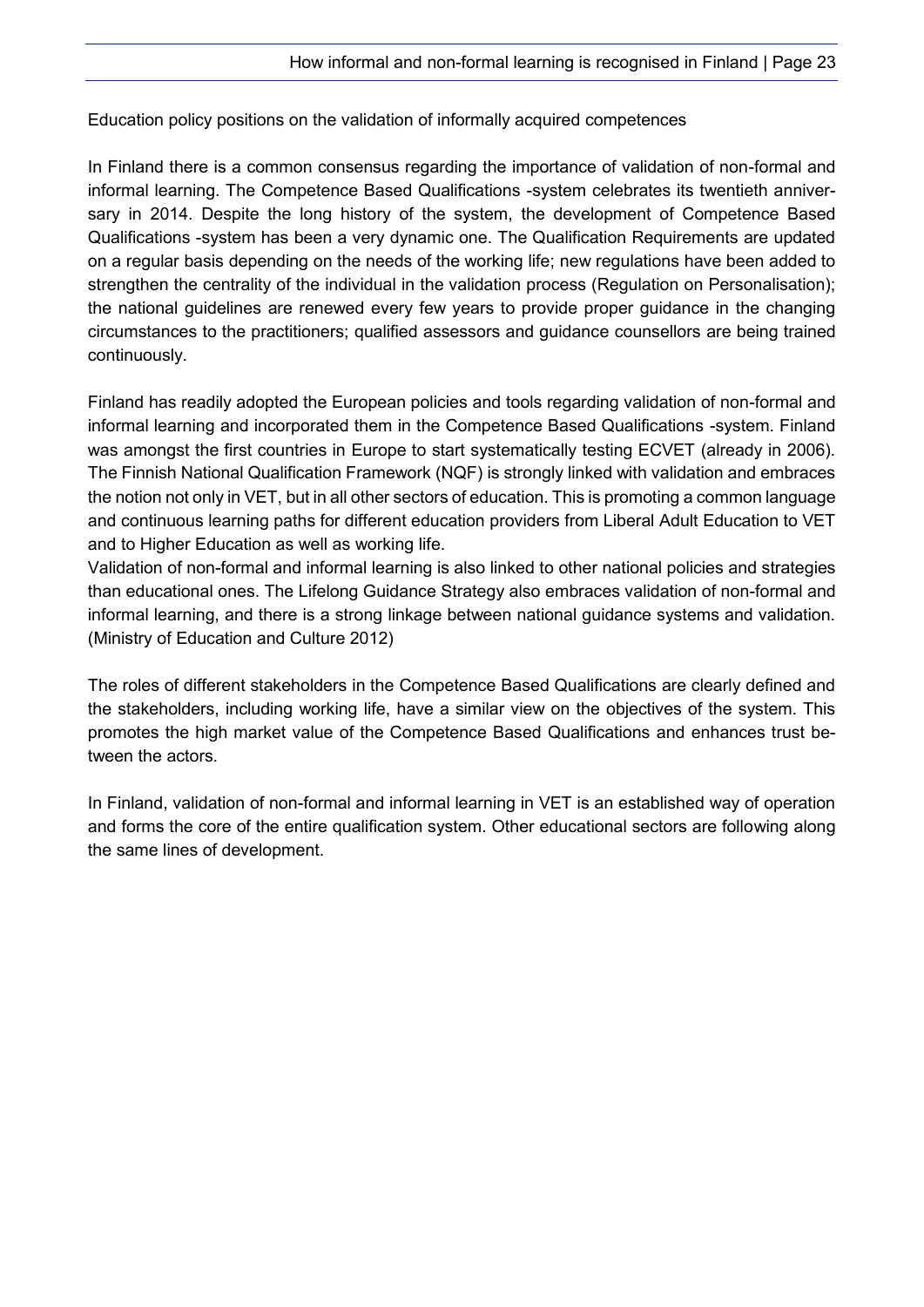Education policy positions on the validation of informally acquired competences

In Finland there is a common consensus regarding the importance of validation of non-formal and informal learning. The Competence Based Qualifications -system celebrates its twentieth anniversary in 2014. Despite the long history of the system, the development of Competence Based Qualifications -system has been a very dynamic one. The Qualification Requirements are updated on a regular basis depending on the needs of the working life; new regulations have been added to strengthen the centrality of the individual in the validation process (Regulation on Personalisation); the national guidelines are renewed every few years to provide proper guidance in the changing circumstances to the practitioners; qualified assessors and guidance counsellors are being trained continuously.

Finland has readily adopted the European policies and tools regarding validation of non-formal and informal learning and incorporated them in the Competence Based Qualifications -system. Finland was amongst the first countries in Europe to start systematically testing ECVET (already in 2006). The Finnish National Qualification Framework (NQF) is strongly linked with validation and embraces the notion not only in VET, but in all other sectors of education. This is promoting a common language and continuous learning paths for different education providers from Liberal Adult Education to VET and to Higher Education as well as working life.
Validation of non-formal and informal learning is also linked to other national policies and strategies than educational ones. The Lifelong Guidance Strategy also embraces validation of non-formal and informal learning, and there is a strong linkage between national guidance systems and validation. (Ministry of Education and Culture 2012)

The roles of different stakeholders in the Competence Based Qualifications are clearly defined and the stakeholders, including working life, have a similar view on the objectives of the system. This promotes the high market value of the Competence Based Qualifications and enhances trust between the actors.

In Finland, validation of non-formal and informal learning in VET is an established way of operation and forms the core of the entire qualification system. Other educational sectors are following along the same lines of development.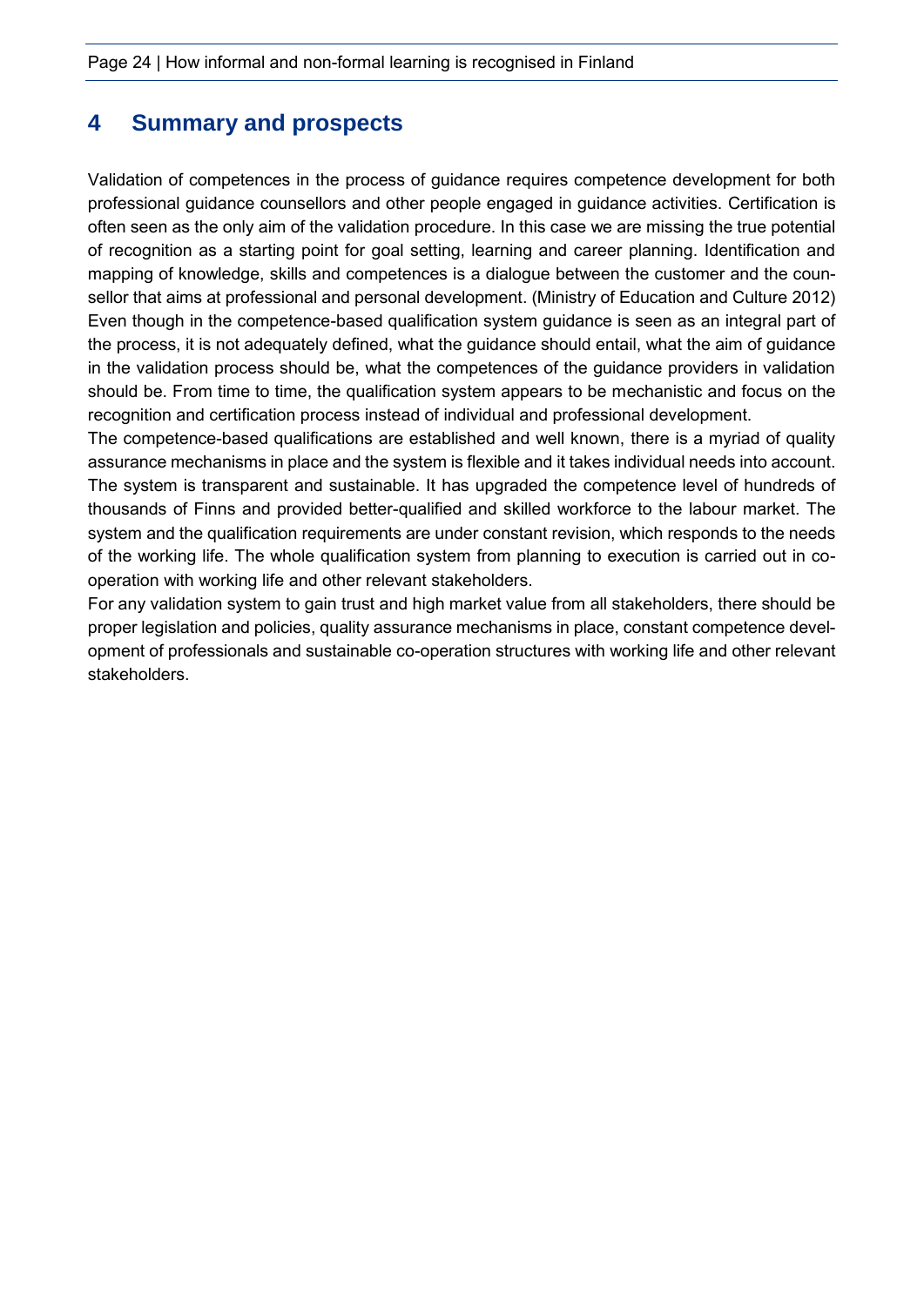# 4 Summary and prospects

Validation of competences in the process of guidance requires competence development for both professional guidance counsellors and other people engaged in guidance activities. Certification is often seen as the only aim of the validation procedure. In this case we are missing the true potential of recognition as a starting point for goal setting, learning and career planning. Identification and mapping of knowledge, skills and competences is a dialogue between the customer and the counsellor that aims at professional and personal development. (Ministry of Education and Culture 2012) Even though in the competence-based qualification system guidance is seen as an integral part of the process, it is not adequately defined, what the guidance should entail, what the aim of guidance in the validation process should be, what the competences of the guidance providers in validation should be. From time to time, the qualification system appears to be mechanistic and focus on the recognition and certification process instead of individual and professional development.

The competence-based qualifications are established and well known, there is a myriad of quality assurance mechanisms in place and the system is flexible and it takes individual needs into account. The system is transparent and sustainable. It has upgraded the competence level of hundreds of thousands of Finns and provided better-qualified and skilled workforce to the labour market. The system and the qualification requirements are under constant revision, which responds to the needs of the working life. The whole qualification system from planning to execution is carried out in co-operation with working life and other relevant stakeholders.

For any validation system to gain trust and high market value from all stakeholders, there should be proper legislation and policies, quality assurance mechanisms in place, constant competence development of professionals and sustainable co-operation structures with working life and other relevant stakeholders.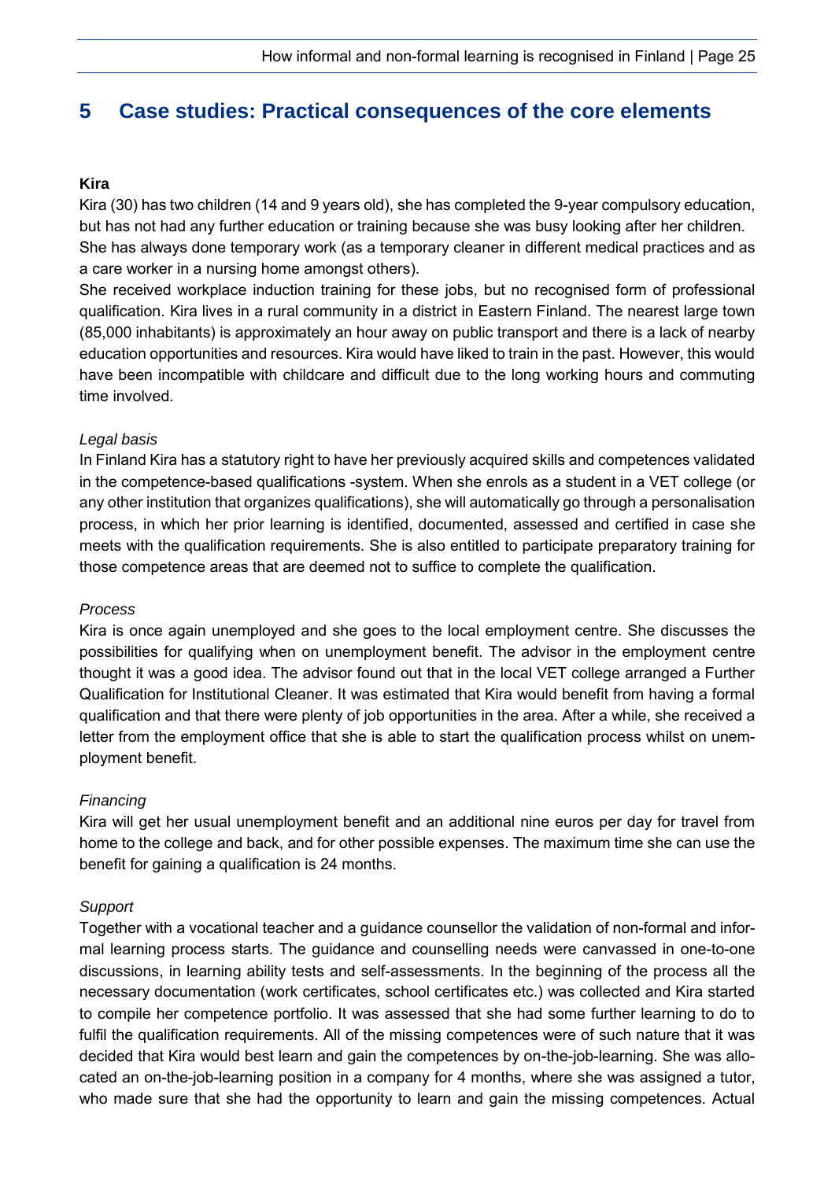## 5 Case studies: Practical consequences of the core elements

**Kira**

Kira (30) has two children (14 and 9 years old), she has completed the 9-year compulsory education, but has not had any further education or training because she was busy looking after her children. She has always done temporary work (as a temporary cleaner in different medical practices and as a care worker in a nursing home amongst others).

She received workplace induction training for these jobs, but no recognised form of professional qualification. Kira lives in a rural community in a district in Eastern Finland. The nearest large town (85,000 inhabitants) is approximately an hour away on public transport and there is a lack of nearby education opportunities and resources. Kira would have liked to train in the past. However, this would have been incompatible with childcare and difficult due to the long working hours and commuting time involved.

*Legal basis*

In Finland Kira has a statutory right to have her previously acquired skills and competences validated in the competence-based qualifications -system. When she enrols as a student in a VET college (or any other institution that organizes qualifications), she will automatically go through a personalisation process, in which her prior learning is identified, documented, assessed and certified in case she meets with the qualification requirements. She is also entitled to participate preparatory training for those competence areas that are deemed not to suffice to complete the qualification.

*Process*

Kira is once again unemployed and she goes to the local employment centre. She discusses the possibilities for qualifying when on unemployment benefit. The advisor in the employment centre thought it was a good idea. The advisor found out that in the local VET college arranged a Further Qualification for Institutional Cleaner. It was estimated that Kira would benefit from having a formal qualification and that there were plenty of job opportunities in the area. After a while, she received a letter from the employment office that she is able to start the qualification process whilst on unemployment benefit.

*Financing*

Kira will get her usual unemployment benefit and an additional nine euros per day for travel from home to the college and back, and for other possible expenses. The maximum time she can use the benefit for gaining a qualification is 24 months.

*Support*

Together with a vocational teacher and a guidance counsellor the validation of non-formal and informal learning process starts. The guidance and counselling needs were canvassed in one-to-one discussions, in learning ability tests and self-assessments. In the beginning of the process all the necessary documentation (work certificates, school certificates etc.) was collected and Kira started to compile her competence portfolio. It was assessed that she had some further learning to do to fulfil the qualification requirements. All of the missing competences were of such nature that it was decided that Kira would best learn and gain the competences by on-the-job-learning. She was allocated an on-the-job-learning position in a company for 4 months, where she was assigned a tutor, who made sure that she had the opportunity to learn and gain the missing competences. Actual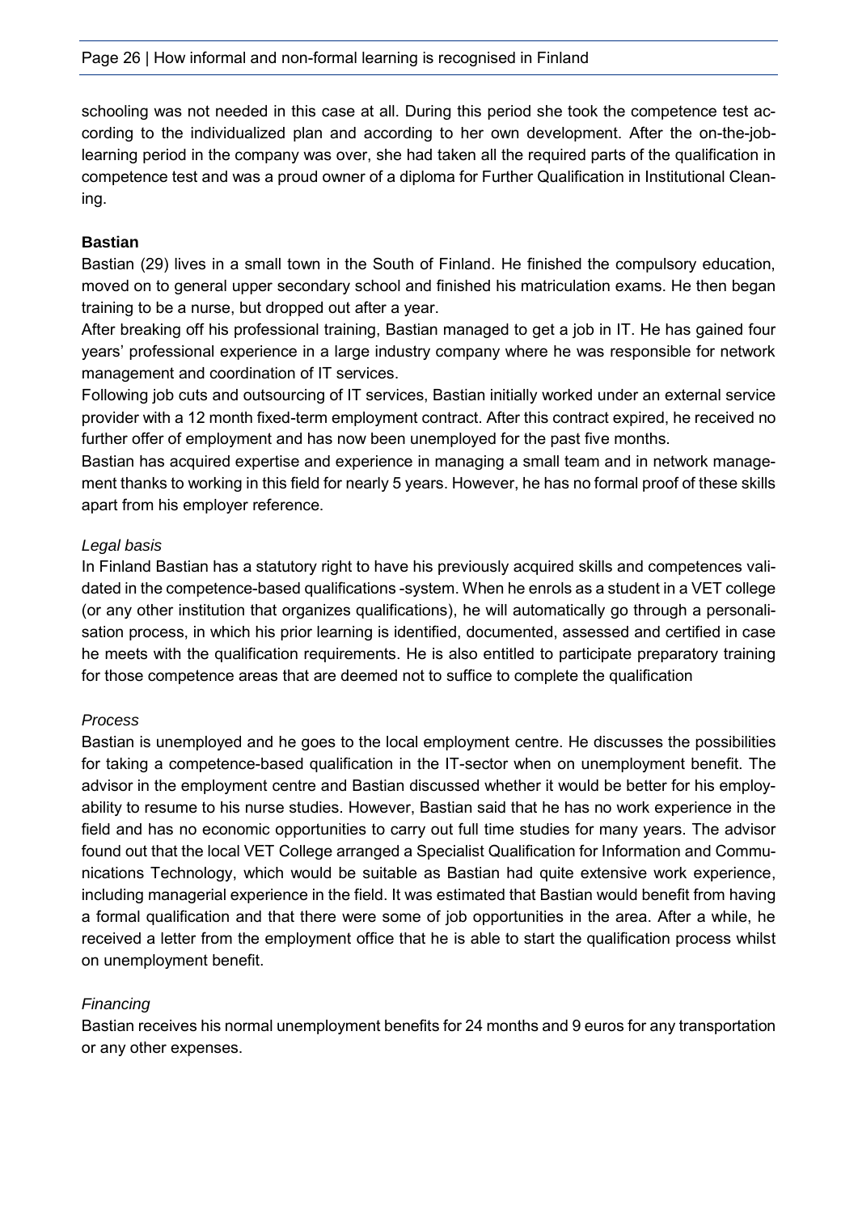schooling was not needed in this case at all. During this period she took the competence test according to the individualized plan and according to her own development. After the on-the-job-learning period in the company was over, she had taken all the required parts of the qualification in competence test and was a proud owner of a diploma for Further Qualification in Institutional Cleaning.

**Bastian**

Bastian (29) lives in a small town in the South of Finland. He finished the compulsory education, moved on to general upper secondary school and finished his matriculation exams. He then began training to be a nurse, but dropped out after a year.

After breaking off his professional training, Bastian managed to get a job in IT. He has gained four years' professional experience in a large industry company where he was responsible for network management and coordination of IT services.

Following job cuts and outsourcing of IT services, Bastian initially worked under an external service provider with a 12 month fixed-term employment contract. After this contract expired, he received no further offer of employment and has now been unemployed for the past five months.

Bastian has acquired expertise and experience in managing a small team and in network management thanks to working in this field for nearly 5 years. However, he has no formal proof of these skills apart from his employer reference.

*Legal basis*

In Finland Bastian has a statutory right to have his previously acquired skills and competences validated in the competence-based qualifications -system. When he enrols as a student in a VET college (or any other institution that organizes qualifications), he will automatically go through a personalisation process, in which his prior learning is identified, documented, assessed and certified in case he meets with the qualification requirements. He is also entitled to participate preparatory training for those competence areas that are deemed not to suffice to complete the qualification

*Process*

Bastian is unemployed and he goes to the local employment centre. He discusses the possibilities for taking a competence-based qualification in the IT-sector when on unemployment benefit. The advisor in the employment centre and Bastian discussed whether it would be better for his employability to resume to his nurse studies. However, Bastian said that he has no work experience in the field and has no economic opportunities to carry out full time studies for many years. The advisor found out that the local VET College arranged a Specialist Qualification for Information and Communications Technology, which would be suitable as Bastian had quite extensive work experience, including managerial experience in the field. It was estimated that Bastian would benefit from having a formal qualification and that there were some of job opportunities in the area. After a while, he received a letter from the employment office that he is able to start the qualification process whilst on unemployment benefit.

*Financing*

Bastian receives his normal unemployment benefits for 24 months and 9 euros for any transportation or any other expenses.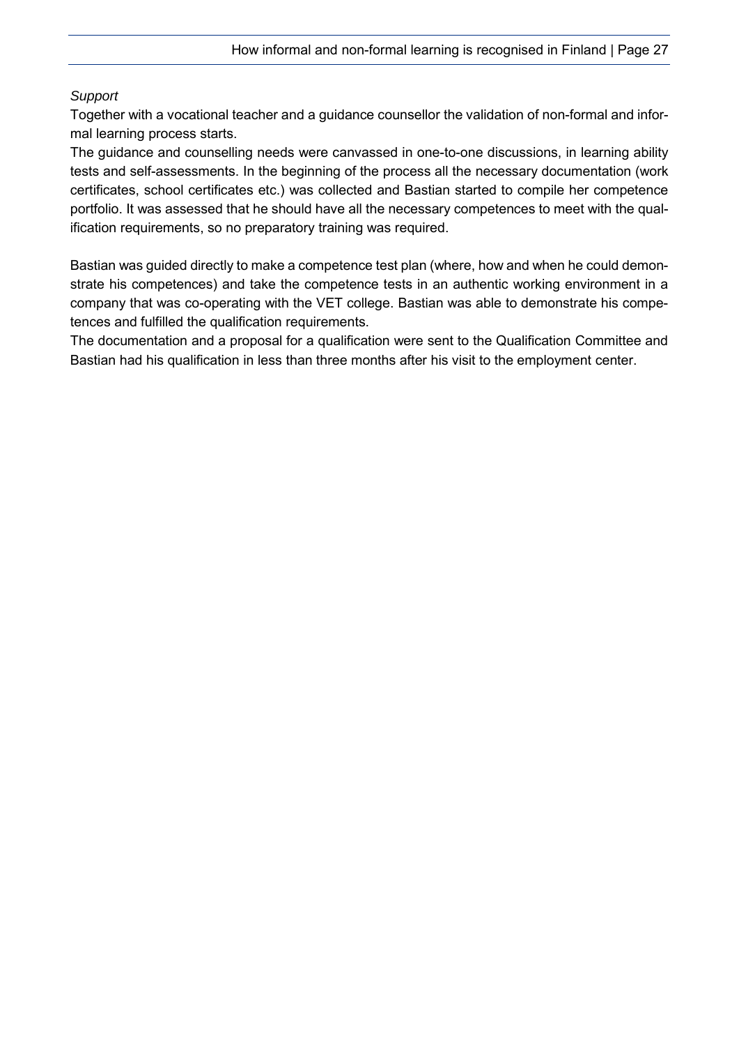*Support*

Together with a vocational teacher and a guidance counsellor the validation of non-formal and informal learning process starts.

The guidance and counselling needs were canvassed in one-to-one discussions, in learning ability tests and self-assessments. In the beginning of the process all the necessary documentation (work certificates, school certificates etc.) was collected and Bastian started to compile her competence portfolio. It was assessed that he should have all the necessary competences to meet with the qualification requirements, so no preparatory training was required.

Bastian was guided directly to make a competence test plan (where, how and when he could demonstrate his competences) and take the competence tests in an authentic working environment in a company that was co-operating with the VET college. Bastian was able to demonstrate his competences and fulfilled the qualification requirements.

The documentation and a proposal for a qualification were sent to the Qualification Committee and Bastian had his qualification in less than three months after his visit to the employment center.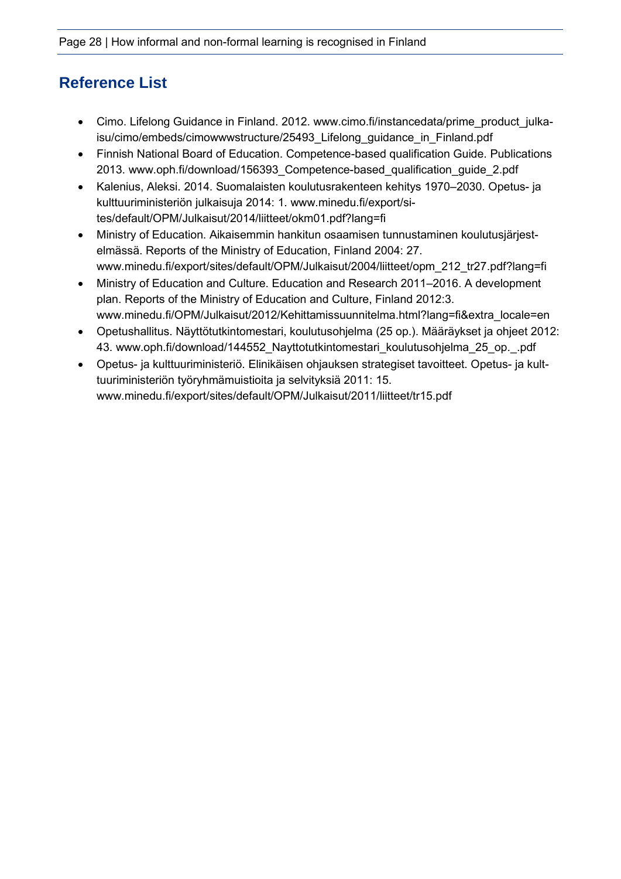## Reference List

- Cimo. Lifelong Guidance in Finland. 2012. www.cimo.fi/instancedata/prime_product_julkaisu/cimo/embeds/cimowwwstructure/25493_Lifelong_guidance_in_Finland.pdf
- Finnish National Board of Education. Competence-based qualification Guide. Publications 2013. www.oph.fi/download/156393_Competence-based_qualification_guide_2.pdf
- Kalenius, Aleksi. 2014. Suomalaisten koulutusrakenteen kehitys 1970–2030. Opetus- ja kulttuuriministeriön julkaisuja 2014: 1. www.minedu.fi/export/sites/default/OPM/Julkaisut/2014/liitteet/okm01.pdf?lang=fi
- Ministry of Education. Aikaisemmin hankitun osaamisen tunnustaminen koulutusjärjestelmässä. Reports of the Ministry of Education, Finland 2004: 27. www.minedu.fi/export/sites/default/OPM/Julkaisut/2004/liitteet/opm_212_tr27.pdf?lang=fi
- Ministry of Education and Culture. Education and Research 2011–2016. A development plan. Reports of the Ministry of Education and Culture, Finland 2012:3. www.minedu.fi/OPM/Julkaisut/2012/Kehittamissuunnitelma.html?lang=fi&extra_locale=en
- Opetushallitus. Näyttötutkintomestari, koulutusohjelma (25 op.). Määräykset ja ohjeet 2012: 43. www.oph.fi/download/144552_Nayttotutkintomestari_koulutusohjelma_25_op._.pdf
- Opetus- ja kulttuuriministeriö. Elinikäisen ohjauksen strategiset tavoitteet. Opetus- ja kulttuuriministeriön työryhmämuistioita ja selvityksiä 2011: 15. www.minedu.fi/export/sites/default/OPM/Julkaisut/2011/liitteet/tr15.pdf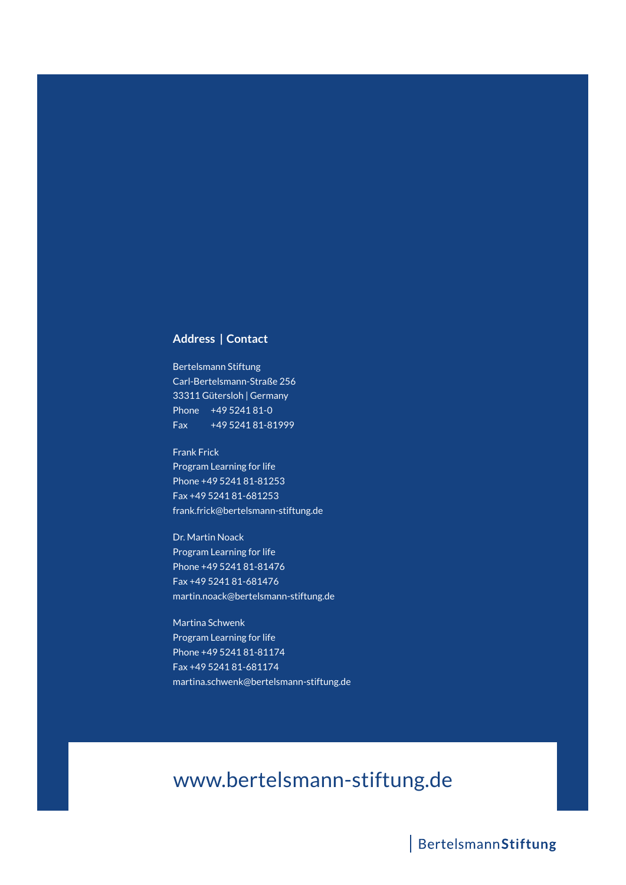## Address | Contact

Bertelsmann Stiftung  
Carl-Bertelsmann-Straße 256  
33311 Gütersloh | Germany  
Phone +49 5241 81-0  
Fax +49 5241 81-81999

Frank Frick  
Program Learning for life  
Phone +49 5241 81-81253  
Fax +49 5241 81-681253  
frank.frick@bertelsmann-stiftung.de

Dr. Martin Noack  
Program Learning for life  
Phone +49 5241 81-81476  
Fax +49 5241 81-681476  
martin.noack@bertelsmann-stiftung.de

Martina Schwenk  
Program Learning for life  
Phone +49 5241 81-81174  
Fax +49 5241 81-681174  
martina.schwenk@bertelsmann-stiftung.de

www.bertelsmann-stiftung.de

BertelsmannStiftung